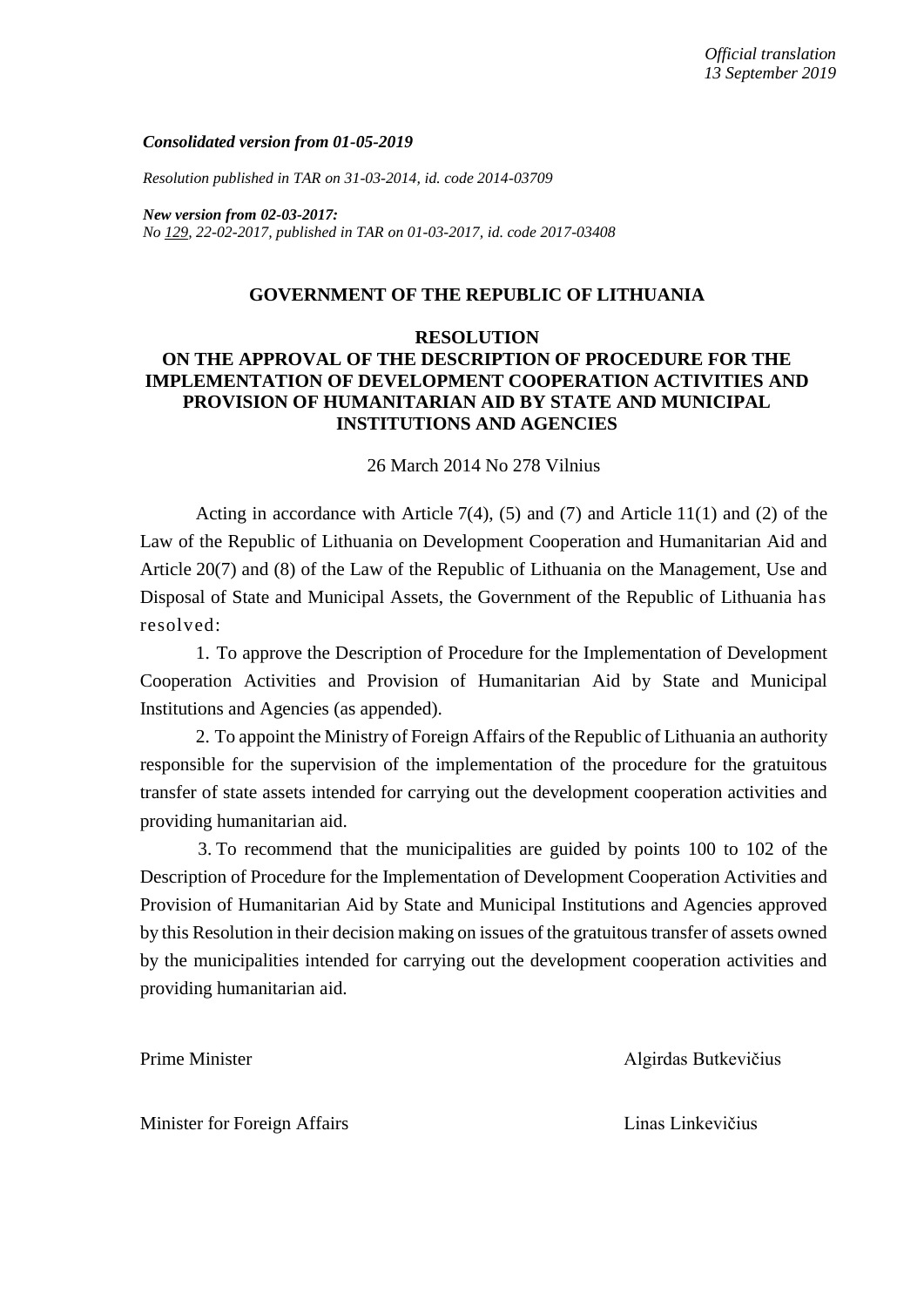*Official translation*
*13 September 2019*

***Consolidated version from 01-05-2019***

*Resolution published in TAR on 31-03-2014, id. code 2014-03709*

***New version from 02-03-2017:***
*No 129, 22-02-2017, published in TAR on 01-03-2017, id. code 2017-03408*

**GOVERNMENT OF THE REPUBLIC OF LITHUANIA**

**RESOLUTION**
**ON THE APPROVAL OF THE DESCRIPTION OF PROCEDURE FOR THE IMPLEMENTATION OF DEVELOPMENT COOPERATION ACTIVITIES AND PROVISION OF HUMANITARIAN AID BY STATE AND MUNICIPAL INSTITUTIONS AND AGENCIES**

26 March 2014 No 278 Vilnius

Acting in accordance with Article 7(4), (5) and (7) and Article 11(1) and (2) of the Law of the Republic of Lithuania on Development Cooperation and Humanitarian Aid and Article 20(7) and (8) of the Law of the Republic of Lithuania on the Management, Use and Disposal of State and Municipal Assets, the Government of the Republic of Lithuania has resolved:

1. To approve the Description of Procedure for the Implementation of Development Cooperation Activities and Provision of Humanitarian Aid by State and Municipal Institutions and Agencies (as appended).

2. To appoint the Ministry of Foreign Affairs of the Republic of Lithuania an authority responsible for the supervision of the implementation of the procedure for the gratuitous transfer of state assets intended for carrying out the development cooperation activities and providing humanitarian aid.

3. To recommend that the municipalities are guided by points 100 to 102 of the Description of Procedure for the Implementation of Development Cooperation Activities and Provision of Humanitarian Aid by State and Municipal Institutions and Agencies approved by this Resolution in their decision making on issues of the gratuitous transfer of assets owned by the municipalities intended for carrying out the development cooperation activities and providing humanitarian aid.

Prime Minister Algirdas Butkevičius

Minister for Foreign Affairs Linas Linkevičius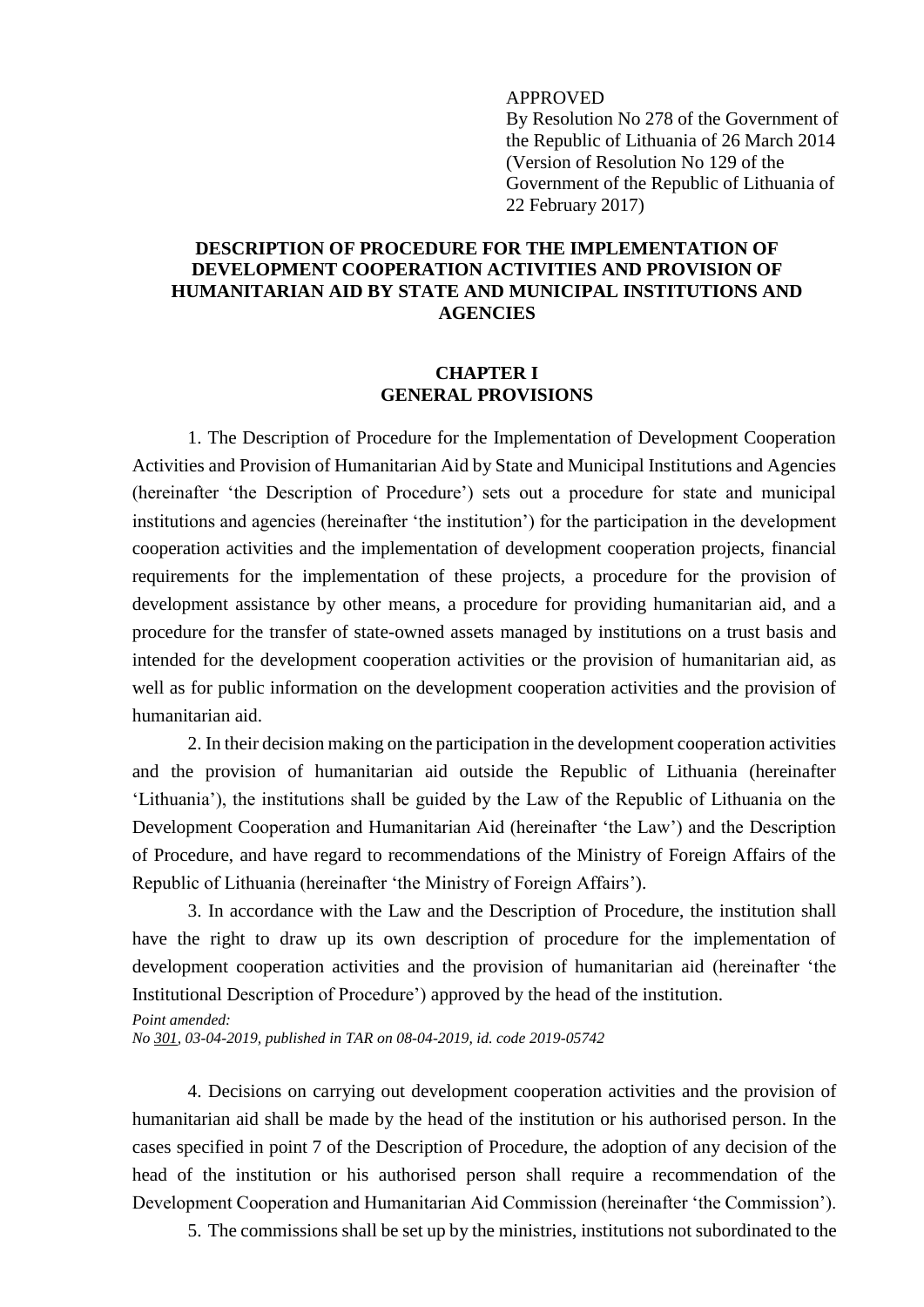APPROVED
By Resolution No 278 of the Government of the Republic of Lithuania of 26 March 2014 (Version of Resolution No 129 of the Government of the Republic of Lithuania of 22 February 2017)

# DESCRIPTION OF PROCEDURE FOR THE IMPLEMENTATION OF DEVELOPMENT COOPERATION ACTIVITIES AND PROVISION OF HUMANITARIAN AID BY STATE AND MUNICIPAL INSTITUTIONS AND AGENCIES

## CHAPTER I
## GENERAL PROVISIONS

1. The Description of Procedure for the Implementation of Development Cooperation Activities and Provision of Humanitarian Aid by State and Municipal Institutions and Agencies (hereinafter 'the Description of Procedure') sets out a procedure for state and municipal institutions and agencies (hereinafter 'the institution') for the participation in the development cooperation activities and the implementation of development cooperation projects, financial requirements for the implementation of these projects, a procedure for the provision of development assistance by other means, a procedure for providing humanitarian aid, and a procedure for the transfer of state-owned assets managed by institutions on a trust basis and intended for the development cooperation activities or the provision of humanitarian aid, as well as for public information on the development cooperation activities and the provision of humanitarian aid.

2. In their decision making on the participation in the development cooperation activities and the provision of humanitarian aid outside the Republic of Lithuania (hereinafter 'Lithuania'), the institutions shall be guided by the Law of the Republic of Lithuania on the Development Cooperation and Humanitarian Aid (hereinafter 'the Law') and the Description of Procedure, and have regard to recommendations of the Ministry of Foreign Affairs of the Republic of Lithuania (hereinafter 'the Ministry of Foreign Affairs').

3. In accordance with the Law and the Description of Procedure, the institution shall have the right to draw up its own description of procedure for the implementation of development cooperation activities and the provision of humanitarian aid (hereinafter 'the Institutional Description of Procedure') approved by the head of the institution.

*Point amended:*
*No 301, 03-04-2019, published in TAR on 08-04-2019, id. code 2019-05742*

4. Decisions on carrying out development cooperation activities and the provision of humanitarian aid shall be made by the head of the institution or his authorised person. In the cases specified in point 7 of the Description of Procedure, the adoption of any decision of the head of the institution or his authorised person shall require a recommendation of the Development Cooperation and Humanitarian Aid Commission (hereinafter 'the Commission').

5. The commissions shall be set up by the ministries, institutions not subordinated to the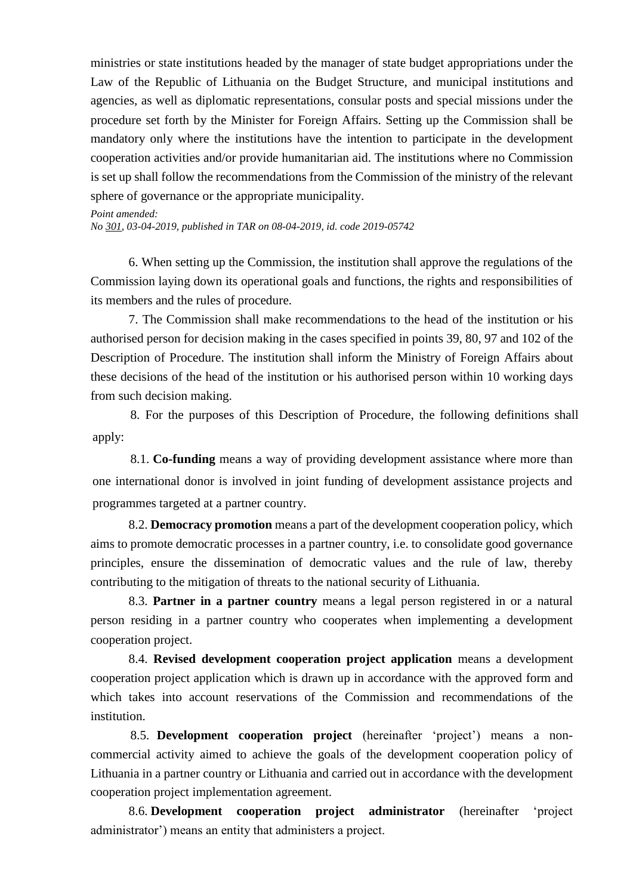ministries or state institutions headed by the manager of state budget appropriations under the Law of the Republic of Lithuania on the Budget Structure, and municipal institutions and agencies, as well as diplomatic representations, consular posts and special missions under the procedure set forth by the Minister for Foreign Affairs. Setting up the Commission shall be mandatory only where the institutions have the intention to participate in the development cooperation activities and/or provide humanitarian aid. The institutions where no Commission is set up shall follow the recommendations from the Commission of the ministry of the relevant sphere of governance or the appropriate municipality.

*Point amended:*
*No 301, 03-04-2019, published in TAR on 08-04-2019, id. code 2019-05742*

6. When setting up the Commission, the institution shall approve the regulations of the Commission laying down its operational goals and functions, the rights and responsibilities of its members and the rules of procedure.

7. The Commission shall make recommendations to the head of the institution or his authorised person for decision making in the cases specified in points 39, 80, 97 and 102 of the Description of Procedure. The institution shall inform the Ministry of Foreign Affairs about these decisions of the head of the institution or his authorised person within 10 working days from such decision making.

8. For the purposes of this Description of Procedure, the following definitions shall apply:

8.1. **Co-funding** means a way of providing development assistance where more than one international donor is involved in joint funding of development assistance projects and programmes targeted at a partner country.

8.2. **Democracy promotion** means a part of the development cooperation policy, which aims to promote democratic processes in a partner country, i.e. to consolidate good governance principles, ensure the dissemination of democratic values and the rule of law, thereby contributing to the mitigation of threats to the national security of Lithuania.

8.3. **Partner in a partner country** means a legal person registered in or a natural person residing in a partner country who cooperates when implementing a development cooperation project.

8.4. **Revised development cooperation project application** means a development cooperation project application which is drawn up in accordance with the approved form and which takes into account reservations of the Commission and recommendations of the institution.

8.5. **Development cooperation project** (hereinafter 'project') means a non-commercial activity aimed to achieve the goals of the development cooperation policy of Lithuania in a partner country or Lithuania and carried out in accordance with the development cooperation project implementation agreement.

8.6. **Development cooperation project administrator** (hereinafter 'project administrator') means an entity that administers a project.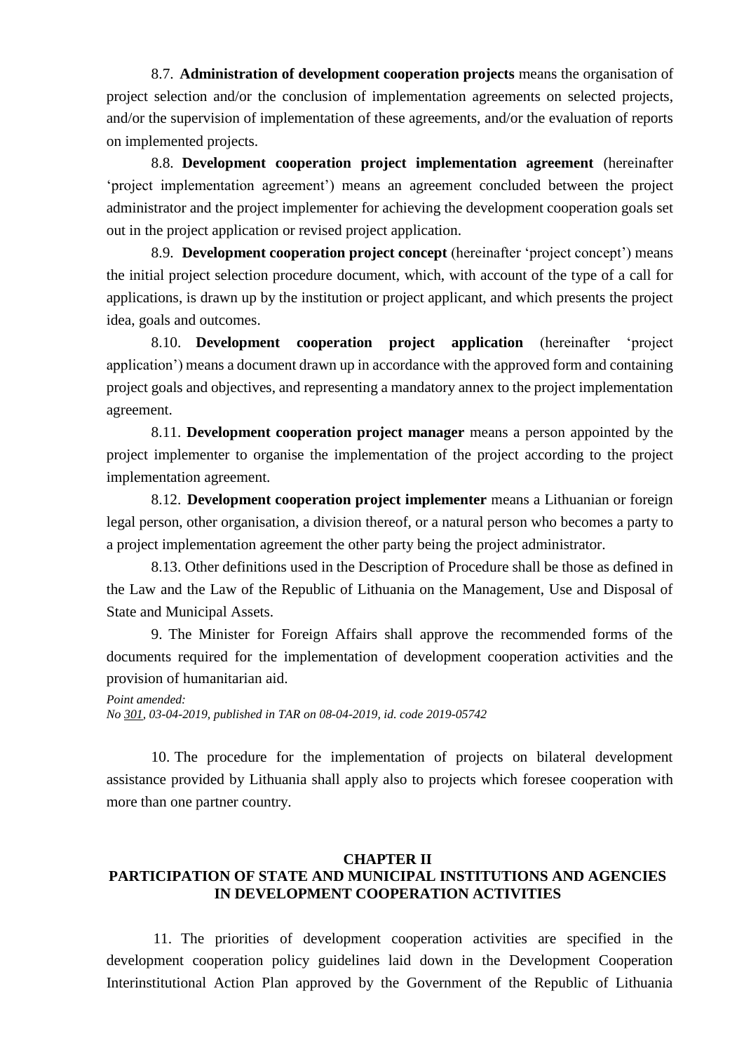8.7. **Administration of development cooperation projects** means the organisation of project selection and/or the conclusion of implementation agreements on selected projects, and/or the supervision of implementation of these agreements, and/or the evaluation of reports on implemented projects.

8.8. **Development cooperation project implementation agreement** (hereinafter 'project implementation agreement') means an agreement concluded between the project administrator and the project implementer for achieving the development cooperation goals set out in the project application or revised project application.

8.9. **Development cooperation project concept** (hereinafter 'project concept') means the initial project selection procedure document, which, with account of the type of a call for applications, is drawn up by the institution or project applicant, and which presents the project idea, goals and outcomes.

8.10. **Development cooperation project application** (hereinafter 'project application') means a document drawn up in accordance with the approved form and containing project goals and objectives, and representing a mandatory annex to the project implementation agreement.

8.11. **Development cooperation project manager** means a person appointed by the project implementer to organise the implementation of the project according to the project implementation agreement.

8.12. **Development cooperation project implementer** means a Lithuanian or foreign legal person, other organisation, a division thereof, or a natural person who becomes a party to a project implementation agreement the other party being the project administrator.

8.13. Other definitions used in the Description of Procedure shall be those as defined in the Law and the Law of the Republic of Lithuania on the Management, Use and Disposal of State and Municipal Assets.

9. The Minister for Foreign Affairs shall approve the recommended forms of the documents required for the implementation of development cooperation activities and the provision of humanitarian aid.

*Point amended:*
*No 301, 03-04-2019, published in TAR on 08-04-2019, id. code 2019-05742*

10. The procedure for the implementation of projects on bilateral development assistance provided by Lithuania shall apply also to projects which foresee cooperation with more than one partner country.

## CHAPTER II
## PARTICIPATION OF STATE AND MUNICIPAL INSTITUTIONS AND AGENCIES IN DEVELOPMENT COOPERATION ACTIVITIES

11. The priorities of development cooperation activities are specified in the development cooperation policy guidelines laid down in the Development Cooperation Interinstitutional Action Plan approved by the Government of the Republic of Lithuania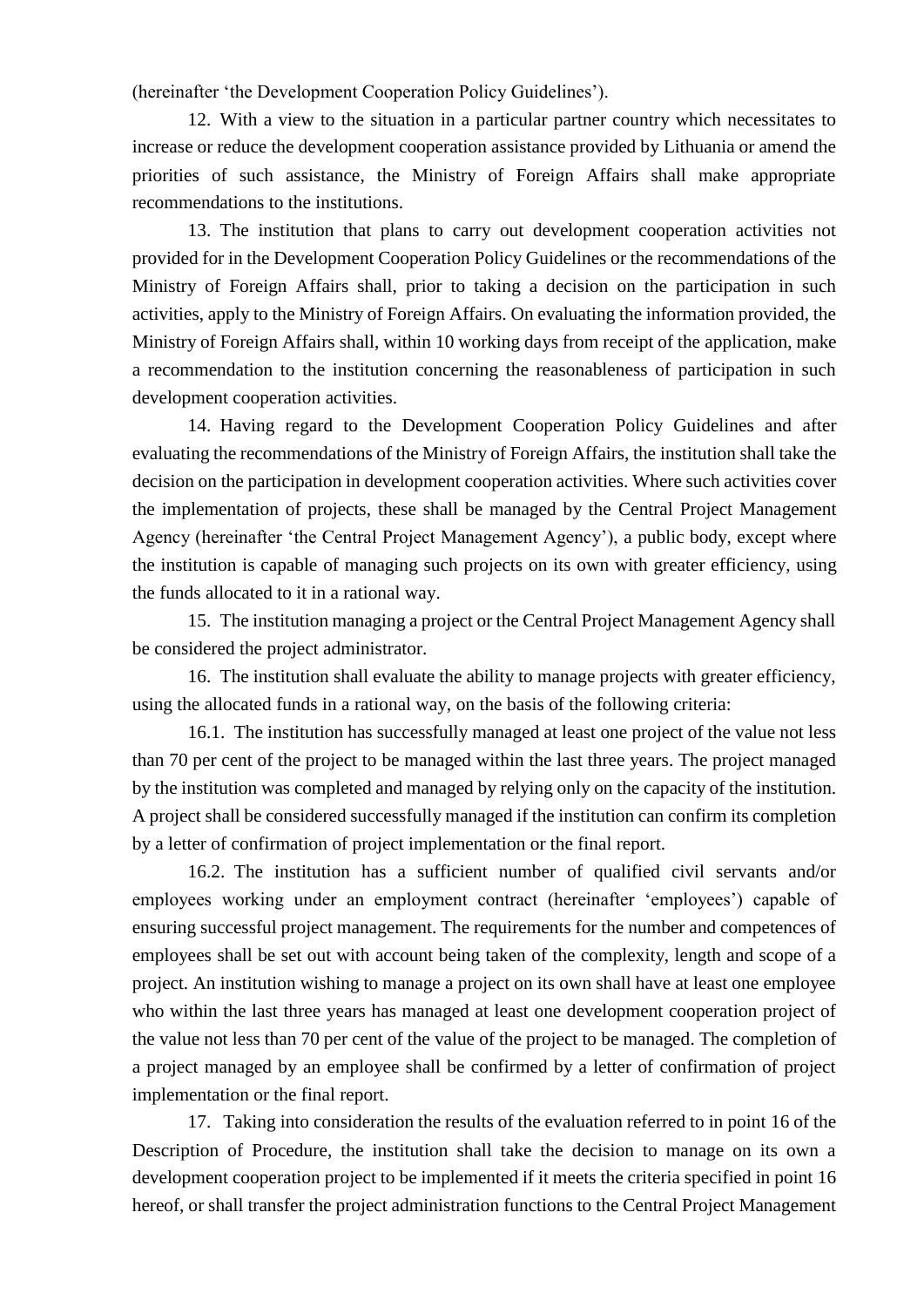(hereinafter 'the Development Cooperation Policy Guidelines').

12. With a view to the situation in a particular partner country which necessitates to increase or reduce the development cooperation assistance provided by Lithuania or amend the priorities of such assistance, the Ministry of Foreign Affairs shall make appropriate recommendations to the institutions.

13. The institution that plans to carry out development cooperation activities not provided for in the Development Cooperation Policy Guidelines or the recommendations of the Ministry of Foreign Affairs shall, prior to taking a decision on the participation in such activities, apply to the Ministry of Foreign Affairs. On evaluating the information provided, the Ministry of Foreign Affairs shall, within 10 working days from receipt of the application, make a recommendation to the institution concerning the reasonableness of participation in such development cooperation activities.

14. Having regard to the Development Cooperation Policy Guidelines and after evaluating the recommendations of the Ministry of Foreign Affairs, the institution shall take the decision on the participation in development cooperation activities. Where such activities cover the implementation of projects, these shall be managed by the Central Project Management Agency (hereinafter 'the Central Project Management Agency'), a public body, except where the institution is capable of managing such projects on its own with greater efficiency, using the funds allocated to it in a rational way.

15. The institution managing a project or the Central Project Management Agency shall be considered the project administrator.

16. The institution shall evaluate the ability to manage projects with greater efficiency, using the allocated funds in a rational way, on the basis of the following criteria:

16.1. The institution has successfully managed at least one project of the value not less than 70 per cent of the project to be managed within the last three years. The project managed by the institution was completed and managed by relying only on the capacity of the institution. A project shall be considered successfully managed if the institution can confirm its completion by a letter of confirmation of project implementation or the final report.

16.2. The institution has a sufficient number of qualified civil servants and/or employees working under an employment contract (hereinafter 'employees') capable of ensuring successful project management. The requirements for the number and competences of employees shall be set out with account being taken of the complexity, length and scope of a project. An institution wishing to manage a project on its own shall have at least one employee who within the last three years has managed at least one development cooperation project of the value not less than 70 per cent of the value of the project to be managed. The completion of a project managed by an employee shall be confirmed by a letter of confirmation of project implementation or the final report.

17. Taking into consideration the results of the evaluation referred to in point 16 of the Description of Procedure, the institution shall take the decision to manage on its own a development cooperation project to be implemented if it meets the criteria specified in point 16 hereof, or shall transfer the project administration functions to the Central Project Management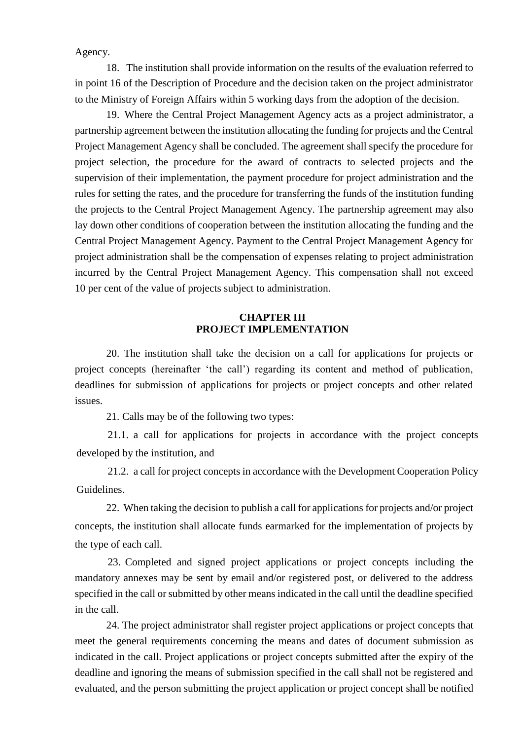Agency.

18. The institution shall provide information on the results of the evaluation referred to in point 16 of the Description of Procedure and the decision taken on the project administrator to the Ministry of Foreign Affairs within 5 working days from the adoption of the decision.

19. Where the Central Project Management Agency acts as a project administrator, a partnership agreement between the institution allocating the funding for projects and the Central Project Management Agency shall be concluded. The agreement shall specify the procedure for project selection, the procedure for the award of contracts to selected projects and the supervision of their implementation, the payment procedure for project administration and the rules for setting the rates, and the procedure for transferring the funds of the institution funding the projects to the Central Project Management Agency. The partnership agreement may also lay down other conditions of cooperation between the institution allocating the funding and the Central Project Management Agency. Payment to the Central Project Management Agency for project administration shall be the compensation of expenses relating to project administration incurred by the Central Project Management Agency. This compensation shall not exceed 10 per cent of the value of projects subject to administration.

## CHAPTER III
## PROJECT IMPLEMENTATION

20. The institution shall take the decision on a call for applications for projects or project concepts (hereinafter 'the call') regarding its content and method of publication, deadlines for submission of applications for projects or project concepts and other related issues.

21. Calls may be of the following two types:

21.1. a call for applications for projects in accordance with the project concepts developed by the institution, and

21.2. a call for project concepts in accordance with the Development Cooperation Policy Guidelines.

22. When taking the decision to publish a call for applications for projects and/or project concepts, the institution shall allocate funds earmarked for the implementation of projects by the type of each call.

23. Completed and signed project applications or project concepts including the mandatory annexes may be sent by email and/or registered post, or delivered to the address specified in the call or submitted by other means indicated in the call until the deadline specified in the call.

24. The project administrator shall register project applications or project concepts that meet the general requirements concerning the means and dates of document submission as indicated in the call. Project applications or project concepts submitted after the expiry of the deadline and ignoring the means of submission specified in the call shall not be registered and evaluated, and the person submitting the project application or project concept shall be notified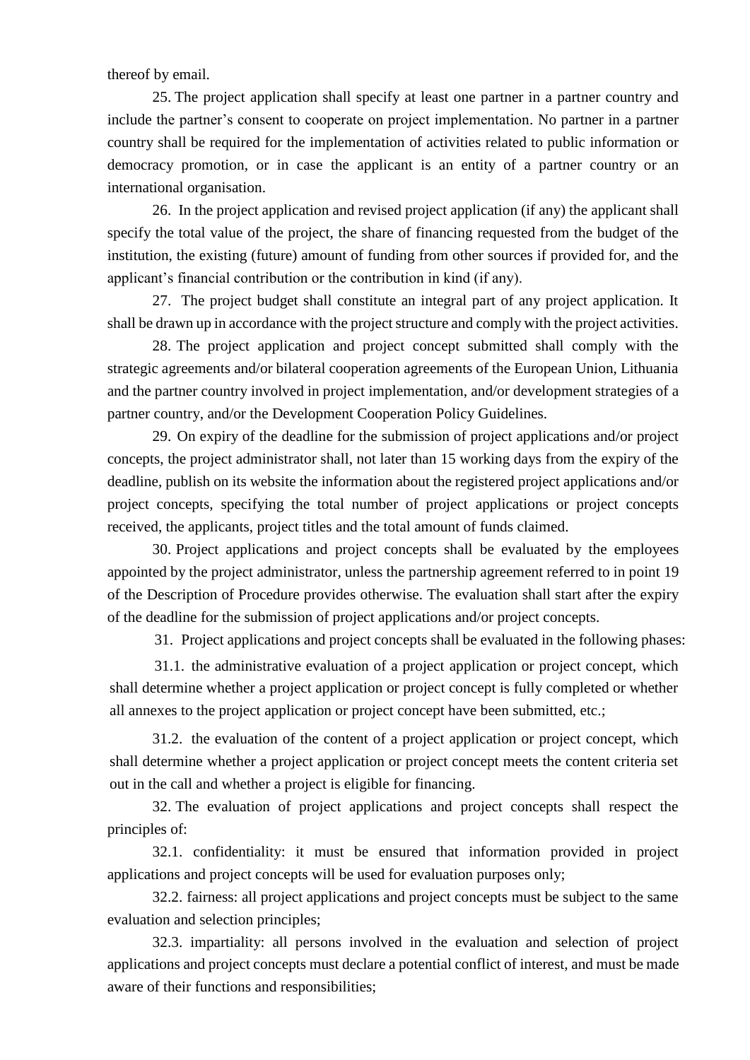thereof by email.

25. The project application shall specify at least one partner in a partner country and include the partner's consent to cooperate on project implementation. No partner in a partner country shall be required for the implementation of activities related to public information or democracy promotion, or in case the applicant is an entity of a partner country or an international organisation.

26. In the project application and revised project application (if any) the applicant shall specify the total value of the project, the share of financing requested from the budget of the institution, the existing (future) amount of funding from other sources if provided for, and the applicant's financial contribution or the contribution in kind (if any).

27. The project budget shall constitute an integral part of any project application. It shall be drawn up in accordance with the project structure and comply with the project activities.

28. The project application and project concept submitted shall comply with the strategic agreements and/or bilateral cooperation agreements of the European Union, Lithuania and the partner country involved in project implementation, and/or development strategies of a partner country, and/or the Development Cooperation Policy Guidelines.

29. On expiry of the deadline for the submission of project applications and/or project concepts, the project administrator shall, not later than 15 working days from the expiry of the deadline, publish on its website the information about the registered project applications and/or project concepts, specifying the total number of project applications or project concepts received, the applicants, project titles and the total amount of funds claimed.

30. Project applications and project concepts shall be evaluated by the employees appointed by the project administrator, unless the partnership agreement referred to in point 19 of the Description of Procedure provides otherwise. The evaluation shall start after the expiry of the deadline for the submission of project applications and/or project concepts.

31. Project applications and project concepts shall be evaluated in the following phases:

31.1. the administrative evaluation of a project application or project concept, which shall determine whether a project application or project concept is fully completed or whether all annexes to the project application or project concept have been submitted, etc.;

31.2. the evaluation of the content of a project application or project concept, which shall determine whether a project application or project concept meets the content criteria set out in the call and whether a project is eligible for financing.

32. The evaluation of project applications and project concepts shall respect the principles of:

32.1. confidentiality: it must be ensured that information provided in project applications and project concepts will be used for evaluation purposes only;

32.2. fairness: all project applications and project concepts must be subject to the same evaluation and selection principles;

32.3. impartiality: all persons involved in the evaluation and selection of project applications and project concepts must declare a potential conflict of interest, and must be made aware of their functions and responsibilities;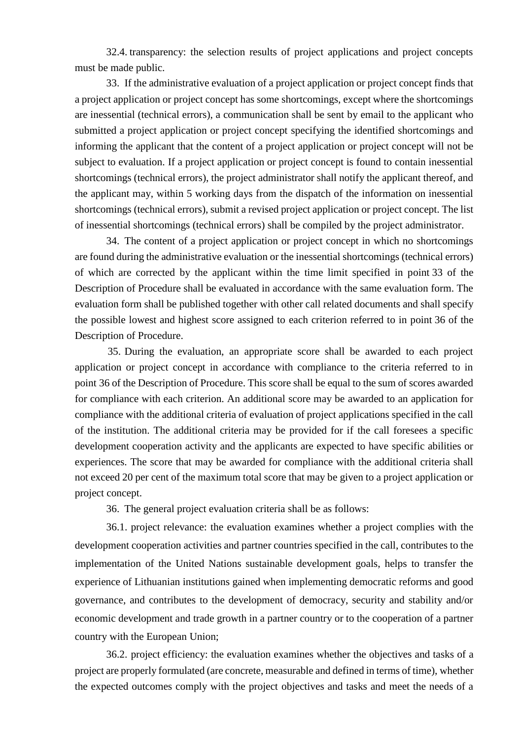32.4. transparency: the selection results of project applications and project concepts must be made public.

33. If the administrative evaluation of a project application or project concept finds that a project application or project concept has some shortcomings, except where the shortcomings are inessential (technical errors), a communication shall be sent by email to the applicant who submitted a project application or project concept specifying the identified shortcomings and informing the applicant that the content of a project application or project concept will not be subject to evaluation. If a project application or project concept is found to contain inessential shortcomings (technical errors), the project administrator shall notify the applicant thereof, and the applicant may, within 5 working days from the dispatch of the information on inessential shortcomings (technical errors), submit a revised project application or project concept. The list of inessential shortcomings (technical errors) shall be compiled by the project administrator.

34. The content of a project application or project concept in which no shortcomings are found during the administrative evaluation or the inessential shortcomings (technical errors) of which are corrected by the applicant within the time limit specified in point 33 of the Description of Procedure shall be evaluated in accordance with the same evaluation form. The evaluation form shall be published together with other call related documents and shall specify the possible lowest and highest score assigned to each criterion referred to in point 36 of the Description of Procedure.

35. During the evaluation, an appropriate score shall be awarded to each project application or project concept in accordance with compliance to the criteria referred to in point 36 of the Description of Procedure. This score shall be equal to the sum of scores awarded for compliance with each criterion. An additional score may be awarded to an application for compliance with the additional criteria of evaluation of project applications specified in the call of the institution. The additional criteria may be provided for if the call foresees a specific development cooperation activity and the applicants are expected to have specific abilities or experiences. The score that may be awarded for compliance with the additional criteria shall not exceed 20 per cent of the maximum total score that may be given to a project application or project concept.

36. The general project evaluation criteria shall be as follows:

36.1. project relevance: the evaluation examines whether a project complies with the development cooperation activities and partner countries specified in the call, contributes to the implementation of the United Nations sustainable development goals, helps to transfer the experience of Lithuanian institutions gained when implementing democratic reforms and good governance, and contributes to the development of democracy, security and stability and/or economic development and trade growth in a partner country or to the cooperation of a partner country with the European Union;

36.2. project efficiency: the evaluation examines whether the objectives and tasks of a project are properly formulated (are concrete, measurable and defined in terms of time), whether the expected outcomes comply with the project objectives and tasks and meet the needs of a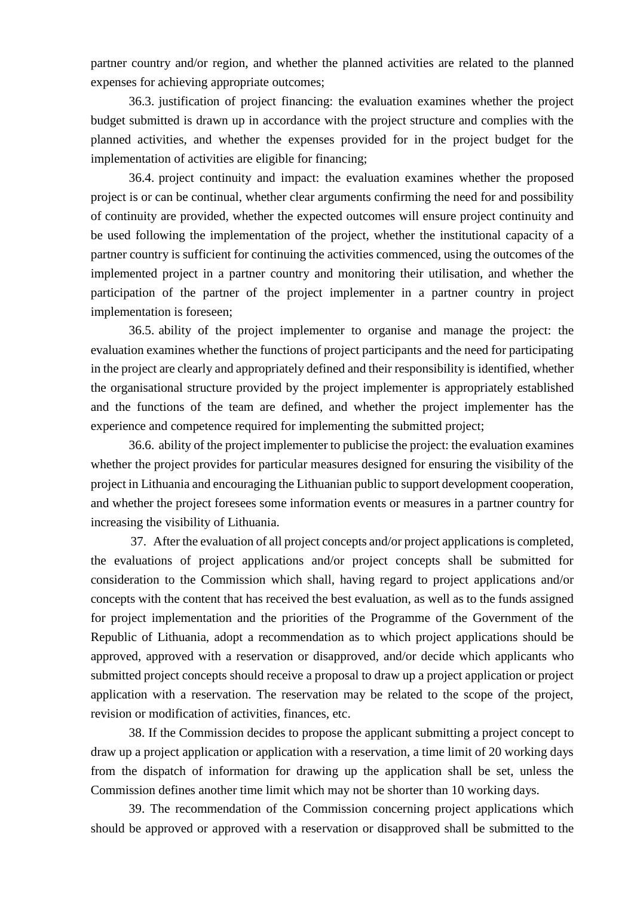partner country and/or region, and whether the planned activities are related to the planned expenses for achieving appropriate outcomes;

36.3. justification of project financing: the evaluation examines whether the project budget submitted is drawn up in accordance with the project structure and complies with the planned activities, and whether the expenses provided for in the project budget for the implementation of activities are eligible for financing;

36.4. project continuity and impact: the evaluation examines whether the proposed project is or can be continual, whether clear arguments confirming the need for and possibility of continuity are provided, whether the expected outcomes will ensure project continuity and be used following the implementation of the project, whether the institutional capacity of a partner country is sufficient for continuing the activities commenced, using the outcomes of the implemented project in a partner country and monitoring their utilisation, and whether the participation of the partner of the project implementer in a partner country in project implementation is foreseen;

36.5. ability of the project implementer to organise and manage the project: the evaluation examines whether the functions of project participants and the need for participating in the project are clearly and appropriately defined and their responsibility is identified, whether the organisational structure provided by the project implementer is appropriately established and the functions of the team are defined, and whether the project implementer has the experience and competence required for implementing the submitted project;

36.6. ability of the project implementer to publicise the project: the evaluation examines whether the project provides for particular measures designed for ensuring the visibility of the project in Lithuania and encouraging the Lithuanian public to support development cooperation, and whether the project foresees some information events or measures in a partner country for increasing the visibility of Lithuania.

37. After the evaluation of all project concepts and/or project applications is completed, the evaluations of project applications and/or project concepts shall be submitted for consideration to the Commission which shall, having regard to project applications and/or concepts with the content that has received the best evaluation, as well as to the funds assigned for project implementation and the priorities of the Programme of the Government of the Republic of Lithuania, adopt a recommendation as to which project applications should be approved, approved with a reservation or disapproved, and/or decide which applicants who submitted project concepts should receive a proposal to draw up a project application or project application with a reservation. The reservation may be related to the scope of the project, revision or modification of activities, finances, etc.

38. If the Commission decides to propose the applicant submitting a project concept to draw up a project application or application with a reservation, a time limit of 20 working days from the dispatch of information for drawing up the application shall be set, unless the Commission defines another time limit which may not be shorter than 10 working days.

39. The recommendation of the Commission concerning project applications which should be approved or approved with a reservation or disapproved shall be submitted to the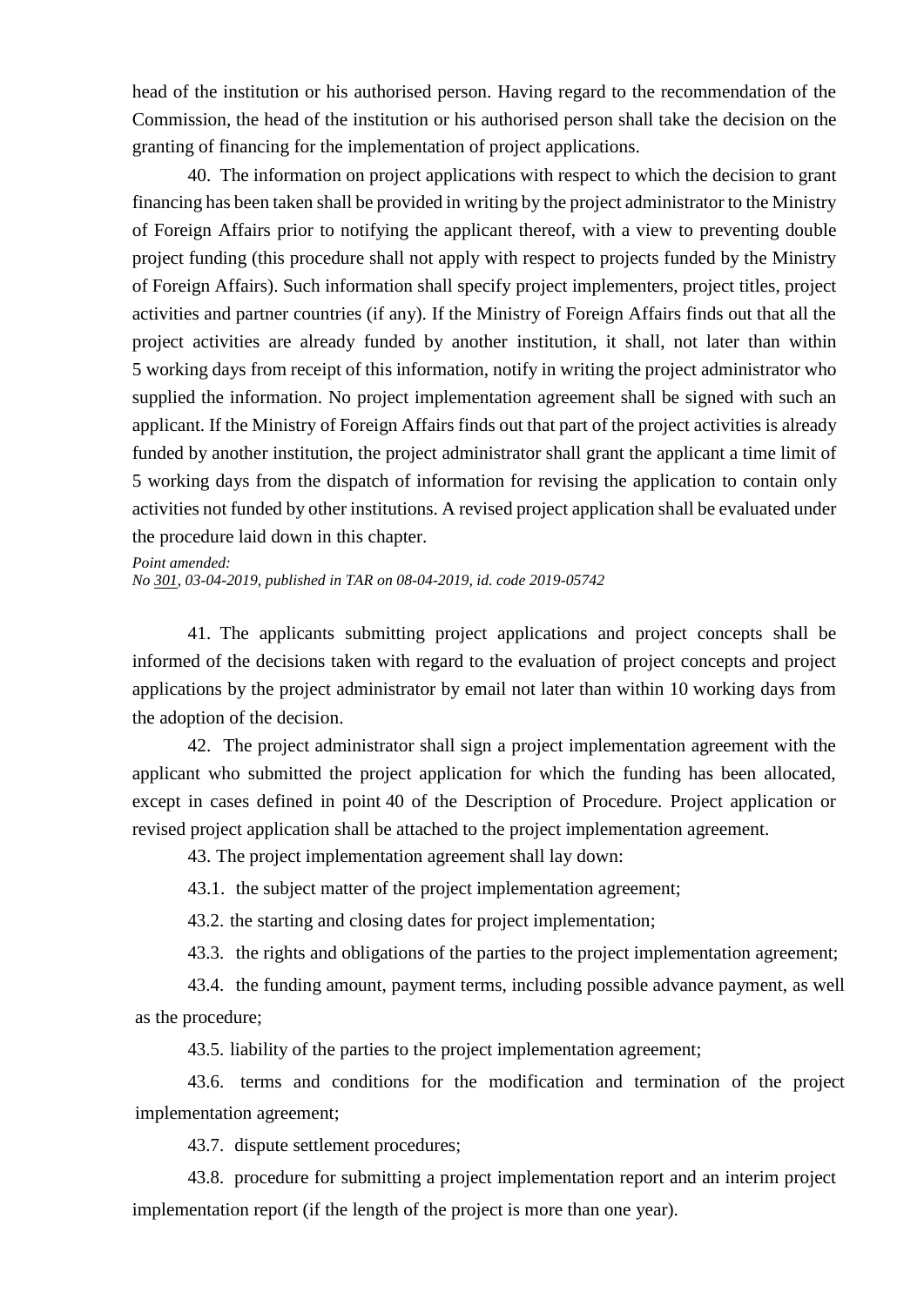head of the institution or his authorised person. Having regard to the recommendation of the Commission, the head of the institution or his authorised person shall take the decision on the granting of financing for the implementation of project applications.

40. The information on project applications with respect to which the decision to grant financing has been taken shall be provided in writing by the project administrator to the Ministry of Foreign Affairs prior to notifying the applicant thereof, with a view to preventing double project funding (this procedure shall not apply with respect to projects funded by the Ministry of Foreign Affairs). Such information shall specify project implementers, project titles, project activities and partner countries (if any). If the Ministry of Foreign Affairs finds out that all the project activities are already funded by another institution, it shall, not later than within 5 working days from receipt of this information, notify in writing the project administrator who supplied the information. No project implementation agreement shall be signed with such an applicant. If the Ministry of Foreign Affairs finds out that part of the project activities is already funded by another institution, the project administrator shall grant the applicant a time limit of 5 working days from the dispatch of information for revising the application to contain only activities not funded by other institutions. A revised project application shall be evaluated under the procedure laid down in this chapter.

*Point amended:*
*No 301, 03-04-2019, published in TAR on 08-04-2019, id. code 2019-05742*

41. The applicants submitting project applications and project concepts shall be informed of the decisions taken with regard to the evaluation of project concepts and project applications by the project administrator by email not later than within 10 working days from the adoption of the decision.

42. The project administrator shall sign a project implementation agreement with the applicant who submitted the project application for which the funding has been allocated, except in cases defined in point 40 of the Description of Procedure. Project application or revised project application shall be attached to the project implementation agreement.

43. The project implementation agreement shall lay down:

43.1. the subject matter of the project implementation agreement;

43.2. the starting and closing dates for project implementation;

43.3. the rights and obligations of the parties to the project implementation agreement;

43.4. the funding amount, payment terms, including possible advance payment, as well as the procedure;

43.5. liability of the parties to the project implementation agreement;

43.6. terms and conditions for the modification and termination of the project implementation agreement;

43.7. dispute settlement procedures;

43.8. procedure for submitting a project implementation report and an interim project implementation report (if the length of the project is more than one year).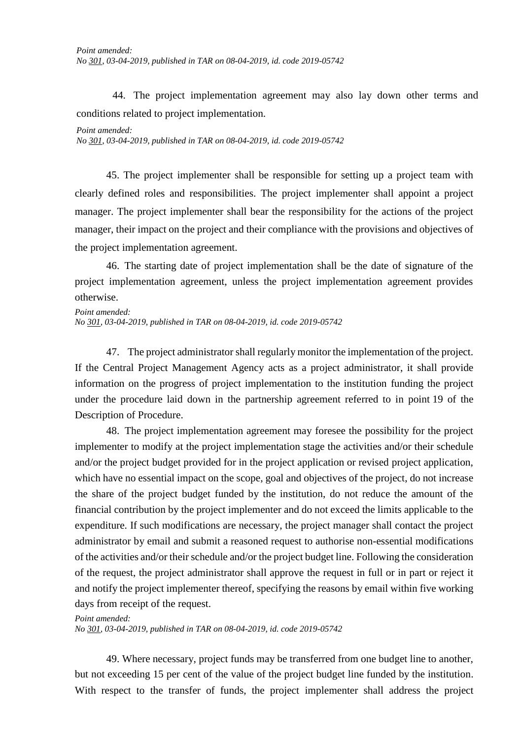*Point amended:*
*No 301, 03-04-2019, published in TAR on 08-04-2019, id. code 2019-05742*

44. The project implementation agreement may also lay down other terms and conditions related to project implementation.

*Point amended:*
*No 301, 03-04-2019, published in TAR on 08-04-2019, id. code 2019-05742*

45. The project implementer shall be responsible for setting up a project team with clearly defined roles and responsibilities. The project implementer shall appoint a project manager. The project implementer shall bear the responsibility for the actions of the project manager, their impact on the project and their compliance with the provisions and objectives of the project implementation agreement.

46. The starting date of project implementation shall be the date of signature of the project implementation agreement, unless the project implementation agreement provides otherwise.

*Point amended:*
*No 301, 03-04-2019, published in TAR on 08-04-2019, id. code 2019-05742*

47. The project administrator shall regularly monitor the implementation of the project. If the Central Project Management Agency acts as a project administrator, it shall provide information on the progress of project implementation to the institution funding the project under the procedure laid down in the partnership agreement referred to in point 19 of the Description of Procedure.

48. The project implementation agreement may foresee the possibility for the project implementer to modify at the project implementation stage the activities and/or their schedule and/or the project budget provided for in the project application or revised project application, which have no essential impact on the scope, goal and objectives of the project, do not increase the share of the project budget funded by the institution, do not reduce the amount of the financial contribution by the project implementer and do not exceed the limits applicable to the expenditure. If such modifications are necessary, the project manager shall contact the project administrator by email and submit a reasoned request to authorise non-essential modifications of the activities and/or their schedule and/or the project budget line. Following the consideration of the request, the project administrator shall approve the request in full or in part or reject it and notify the project implementer thereof, specifying the reasons by email within five working days from receipt of the request.

*Point amended:*
*No 301, 03-04-2019, published in TAR on 08-04-2019, id. code 2019-05742*

49. Where necessary, project funds may be transferred from one budget line to another, but not exceeding 15 per cent of the value of the project budget line funded by the institution. With respect to the transfer of funds, the project implementer shall address the project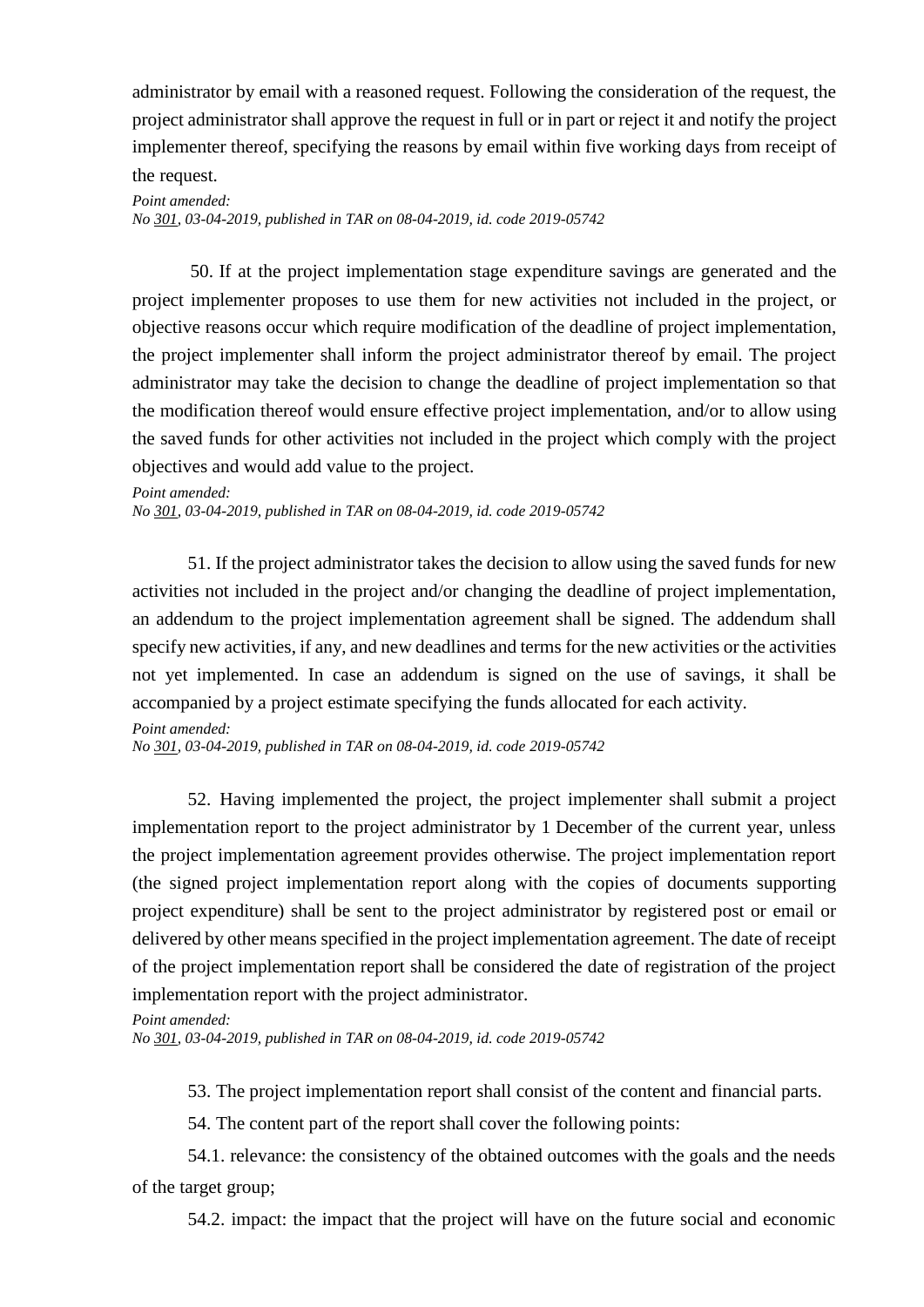administrator by email with a reasoned request. Following the consideration of the request, the project administrator shall approve the request in full or in part or reject it and notify the project implementer thereof, specifying the reasons by email within five working days from receipt of the request.

*Point amended:*
*No 301, 03-04-2019, published in TAR on 08-04-2019, id. code 2019-05742*

50. If at the project implementation stage expenditure savings are generated and the project implementer proposes to use them for new activities not included in the project, or objective reasons occur which require modification of the deadline of project implementation, the project implementer shall inform the project administrator thereof by email. The project administrator may take the decision to change the deadline of project implementation so that the modification thereof would ensure effective project implementation, and/or to allow using the saved funds for other activities not included in the project which comply with the project objectives and would add value to the project.

*Point amended:*
*No 301, 03-04-2019, published in TAR on 08-04-2019, id. code 2019-05742*

51. If the project administrator takes the decision to allow using the saved funds for new activities not included in the project and/or changing the deadline of project implementation, an addendum to the project implementation agreement shall be signed. The addendum shall specify new activities, if any, and new deadlines and terms for the new activities or the activities not yet implemented. In case an addendum is signed on the use of savings, it shall be accompanied by a project estimate specifying the funds allocated for each activity.

*Point amended:*
*No 301, 03-04-2019, published in TAR on 08-04-2019, id. code 2019-05742*

52. Having implemented the project, the project implementer shall submit a project implementation report to the project administrator by 1 December of the current year, unless the project implementation agreement provides otherwise. The project implementation report (the signed project implementation report along with the copies of documents supporting project expenditure) shall be sent to the project administrator by registered post or email or delivered by other means specified in the project implementation agreement. The date of receipt of the project implementation report shall be considered the date of registration of the project implementation report with the project administrator.

*Point amended:*
*No 301, 03-04-2019, published in TAR on 08-04-2019, id. code 2019-05742*

53. The project implementation report shall consist of the content and financial parts.

54. The content part of the report shall cover the following points:

54.1. relevance: the consistency of the obtained outcomes with the goals and the needs of the target group;

54.2. impact: the impact that the project will have on the future social and economic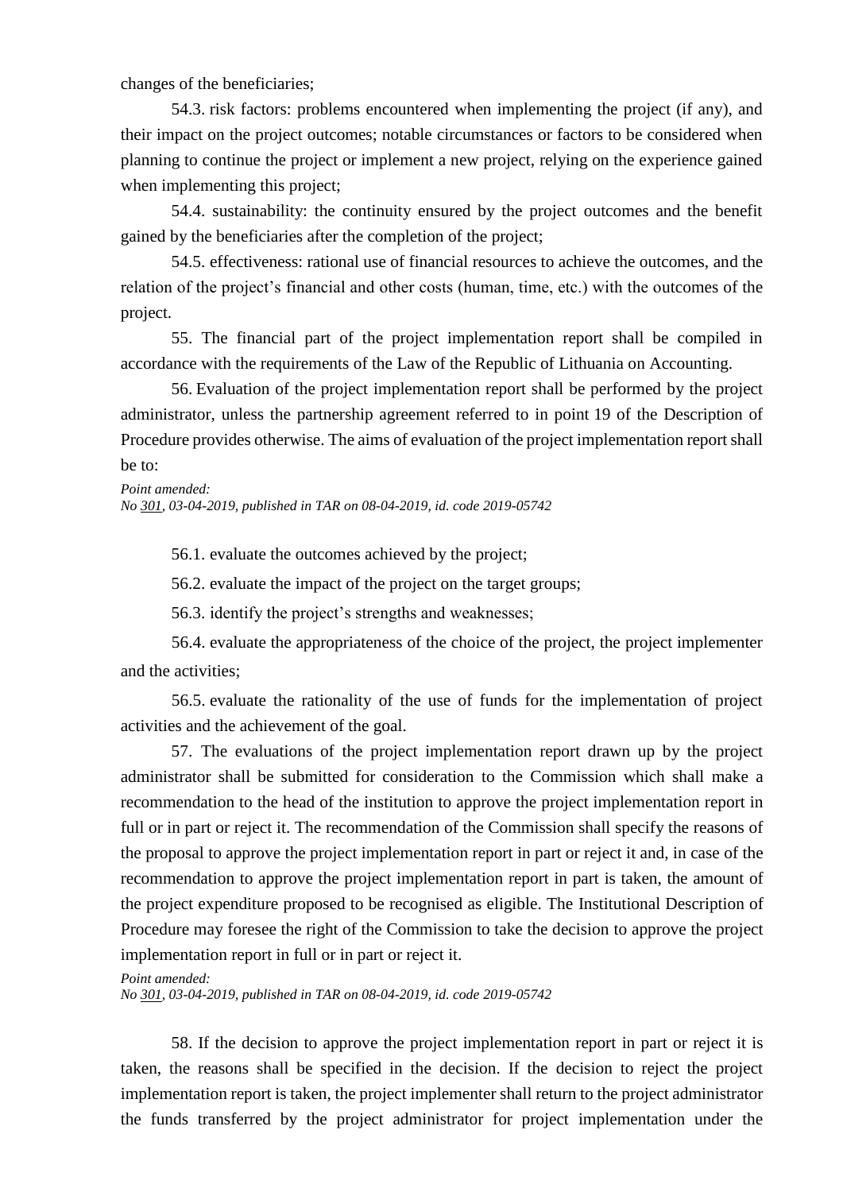changes of the beneficiaries;

54.3. risk factors: problems encountered when implementing the project (if any), and their impact on the project outcomes; notable circumstances or factors to be considered when planning to continue the project or implement a new project, relying on the experience gained when implementing this project;

54.4. sustainability: the continuity ensured by the project outcomes and the benefit gained by the beneficiaries after the completion of the project;

54.5. effectiveness: rational use of financial resources to achieve the outcomes, and the relation of the project's financial and other costs (human, time, etc.) with the outcomes of the project.

55. The financial part of the project implementation report shall be compiled in accordance with the requirements of the Law of the Republic of Lithuania on Accounting.

56. Evaluation of the project implementation report shall be performed by the project administrator, unless the partnership agreement referred to in point 19 of the Description of Procedure provides otherwise. The aims of evaluation of the project implementation report shall be to:

*Point amended:*
*No 301, 03-04-2019, published in TAR on 08-04-2019, id. code 2019-05742*

56.1. evaluate the outcomes achieved by the project;

56.2. evaluate the impact of the project on the target groups;

56.3. identify the project's strengths and weaknesses;

56.4. evaluate the appropriateness of the choice of the project, the project implementer and the activities;

56.5. evaluate the rationality of the use of funds for the implementation of project activities and the achievement of the goal.

57. The evaluations of the project implementation report drawn up by the project administrator shall be submitted for consideration to the Commission which shall make a recommendation to the head of the institution to approve the project implementation report in full or in part or reject it. The recommendation of the Commission shall specify the reasons of the proposal to approve the project implementation report in part or reject it and, in case of the recommendation to approve the project implementation report in part is taken, the amount of the project expenditure proposed to be recognised as eligible. The Institutional Description of Procedure may foresee the right of the Commission to take the decision to approve the project implementation report in full or in part or reject it.

*Point amended:*
*No 301, 03-04-2019, published in TAR on 08-04-2019, id. code 2019-05742*

58. If the decision to approve the project implementation report in part or reject it is taken, the reasons shall be specified in the decision. If the decision to reject the project implementation report is taken, the project implementer shall return to the project administrator the funds transferred by the project administrator for project implementation under the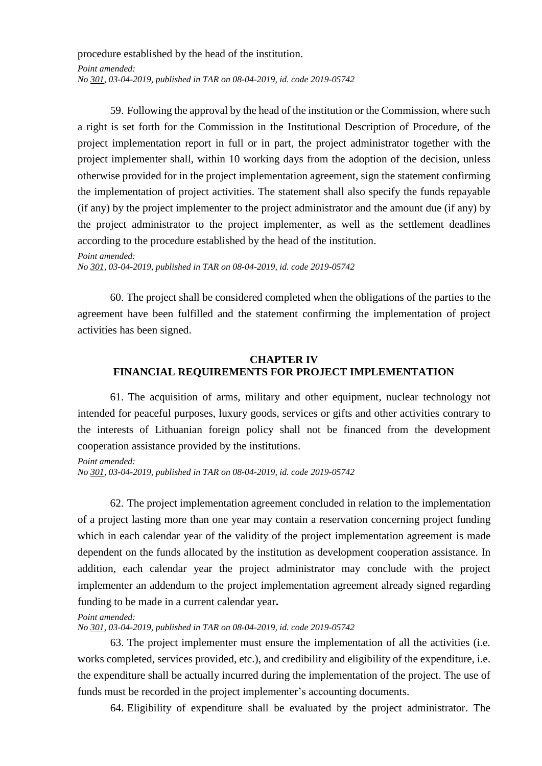procedure established by the head of the institution.

*Point amended:*
*No 301, 03-04-2019, published in TAR on 08-04-2019, id. code 2019-05742*

59. Following the approval by the head of the institution or the Commission, where such a right is set forth for the Commission in the Institutional Description of Procedure, of the project implementation report in full or in part, the project administrator together with the project implementer shall, within 10 working days from the adoption of the decision, unless otherwise provided for in the project implementation agreement, sign the statement confirming the implementation of project activities. The statement shall also specify the funds repayable (if any) by the project implementer to the project administrator and the amount due (if any) by the project administrator to the project implementer, as well as the settlement deadlines according to the procedure established by the head of the institution.

*Point amended:*
*No 301, 03-04-2019, published in TAR on 08-04-2019, id. code 2019-05742*

60. The project shall be considered completed when the obligations of the parties to the agreement have been fulfilled and the statement confirming the implementation of project activities has been signed.

## CHAPTER IV
## FINANCIAL REQUIREMENTS FOR PROJECT IMPLEMENTATION

61. The acquisition of arms, military and other equipment, nuclear technology not intended for peaceful purposes, luxury goods, services or gifts and other activities contrary to the interests of Lithuanian foreign policy shall not be financed from the development cooperation assistance provided by the institutions.

*Point amended:*
*No 301, 03-04-2019, published in TAR on 08-04-2019, id. code 2019-05742*

62. The project implementation agreement concluded in relation to the implementation of a project lasting more than one year may contain a reservation concerning project funding which in each calendar year of the validity of the project implementation agreement is made dependent on the funds allocated by the institution as development cooperation assistance. In addition, each calendar year the project administrator may conclude with the project implementer an addendum to the project implementation agreement already signed regarding funding to be made in a current calendar year**.**

*Point amended:*
*No 301, 03-04-2019, published in TAR on 08-04-2019, id. code 2019-05742*

63. The project implementer must ensure the implementation of all the activities (i.e. works completed, services provided, etc.), and credibility and eligibility of the expenditure, i.e. the expenditure shall be actually incurred during the implementation of the project. The use of funds must be recorded in the project implementer's accounting documents.

64. Eligibility of expenditure shall be evaluated by the project administrator. The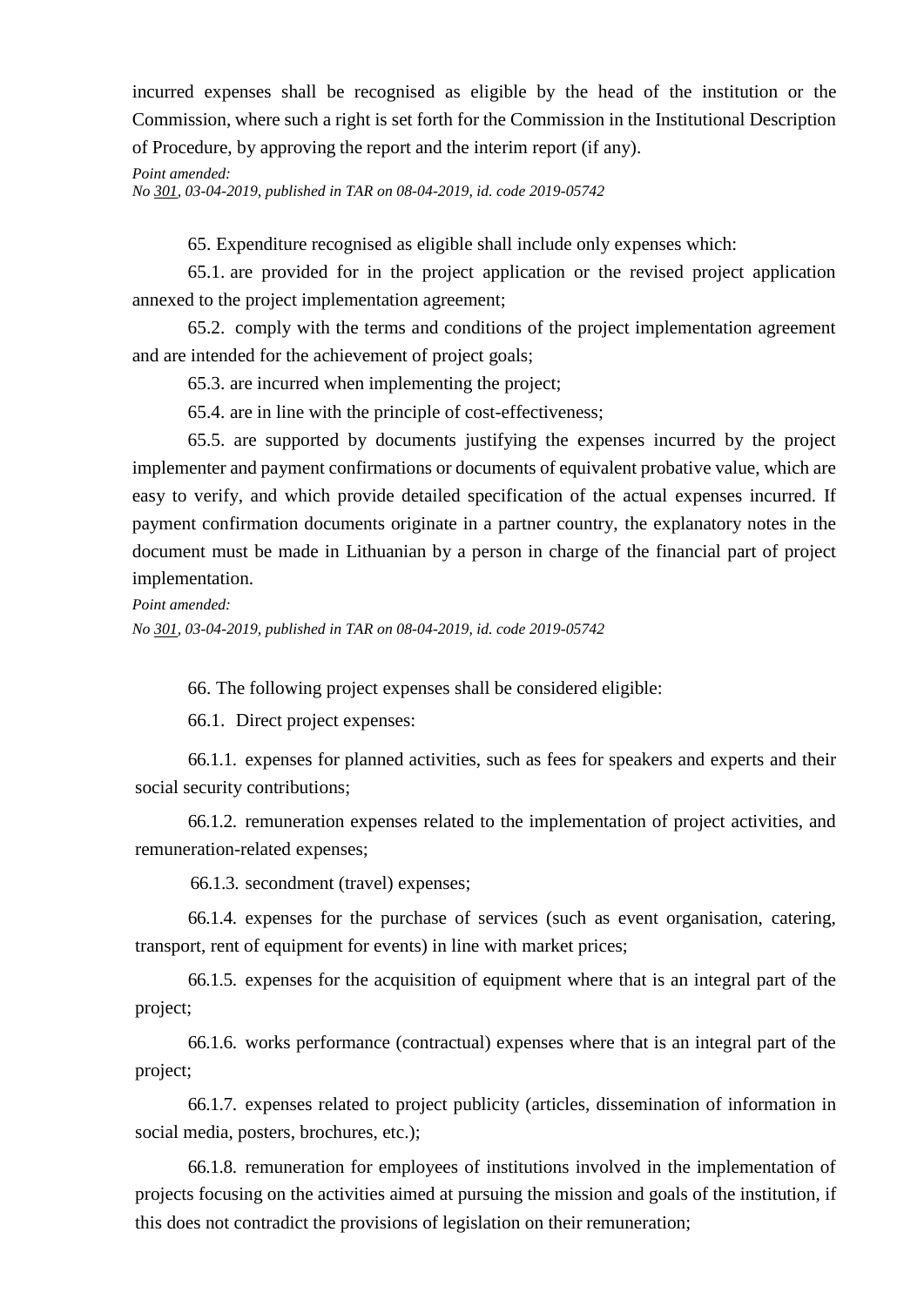incurred expenses shall be recognised as eligible by the head of the institution or the Commission, where such a right is set forth for the Commission in the Institutional Description of Procedure, by approving the report and the interim report (if any).

*Point amended:*
*No 301, 03-04-2019, published in TAR on 08-04-2019, id. code 2019-05742*

65. Expenditure recognised as eligible shall include only expenses which:

65.1. are provided for in the project application or the revised project application annexed to the project implementation agreement;

65.2. comply with the terms and conditions of the project implementation agreement and are intended for the achievement of project goals;

65.3. are incurred when implementing the project;

65.4. are in line with the principle of cost-effectiveness;

65.5. are supported by documents justifying the expenses incurred by the project implementer and payment confirmations or documents of equivalent probative value, which are easy to verify, and which provide detailed specification of the actual expenses incurred. If payment confirmation documents originate in a partner country, the explanatory notes in the document must be made in Lithuanian by a person in charge of the financial part of project implementation.

*Point amended:*
*No 301, 03-04-2019, published in TAR on 08-04-2019, id. code 2019-05742*

66. The following project expenses shall be considered eligible:

66.1. Direct project expenses:

66.1.1. expenses for planned activities, such as fees for speakers and experts and their social security contributions;

66.1.2. remuneration expenses related to the implementation of project activities, and remuneration-related expenses;

66.1.3. secondment (travel) expenses;

66.1.4. expenses for the purchase of services (such as event organisation, catering, transport, rent of equipment for events) in line with market prices;

66.1.5. expenses for the acquisition of equipment where that is an integral part of the project;

66.1.6. works performance (contractual) expenses where that is an integral part of the project;

66.1.7. expenses related to project publicity (articles, dissemination of information in social media, posters, brochures, etc.);

66.1.8. remuneration for employees of institutions involved in the implementation of projects focusing on the activities aimed at pursuing the mission and goals of the institution, if this does not contradict the provisions of legislation on their remuneration;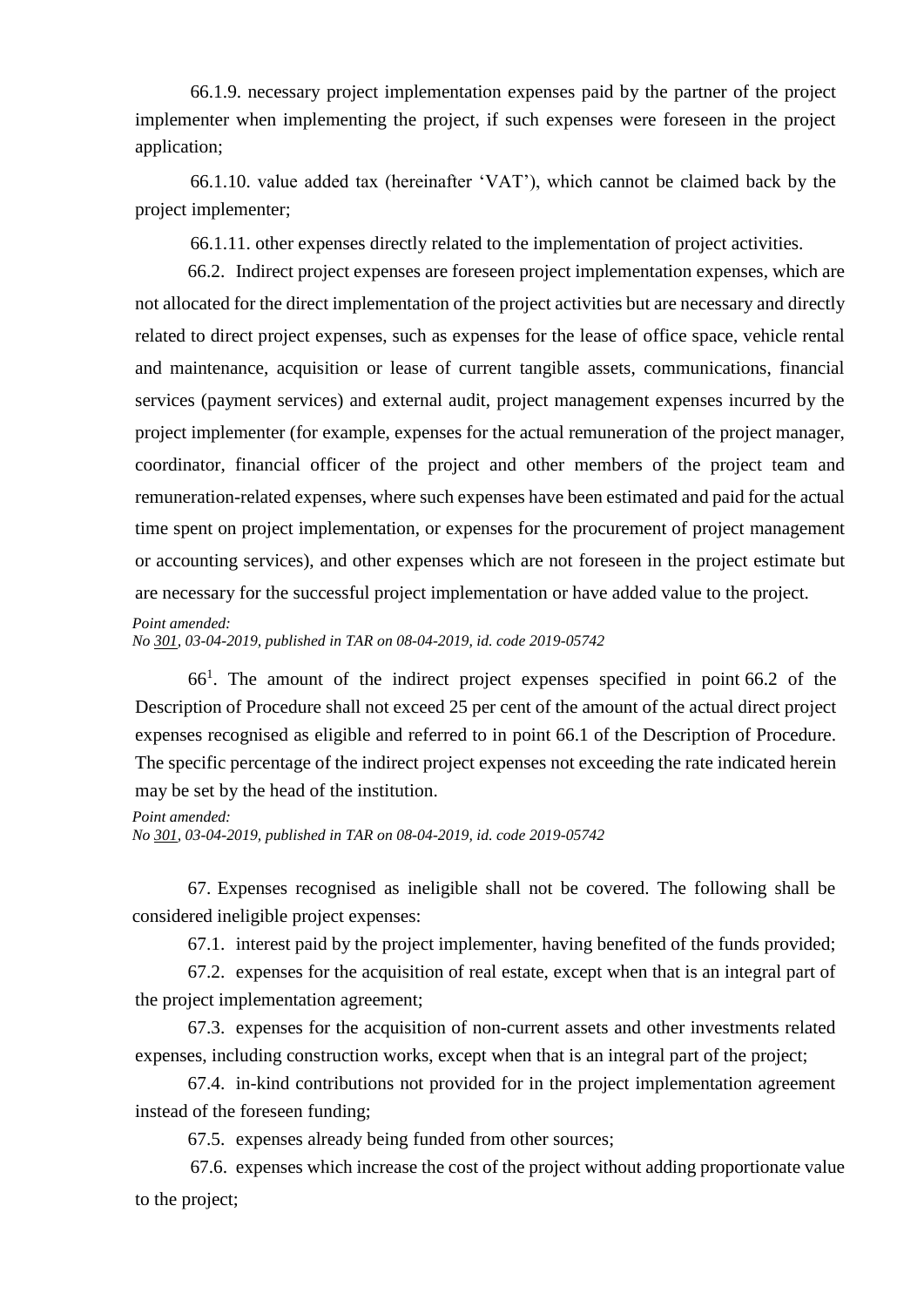66.1.9. necessary project implementation expenses paid by the partner of the project implementer when implementing the project, if such expenses were foreseen in the project application;

66.1.10. value added tax (hereinafter 'VAT'), which cannot be claimed back by the project implementer;

66.1.11. other expenses directly related to the implementation of project activities.

66.2. Indirect project expenses are foreseen project implementation expenses, which are not allocated for the direct implementation of the project activities but are necessary and directly related to direct project expenses, such as expenses for the lease of office space, vehicle rental and maintenance, acquisition or lease of current tangible assets, communications, financial services (payment services) and external audit, project management expenses incurred by the project implementer (for example, expenses for the actual remuneration of the project manager, coordinator, financial officer of the project and other members of the project team and remuneration-related expenses, where such expenses have been estimated and paid for the actual time spent on project implementation, or expenses for the procurement of project management or accounting services), and other expenses which are not foreseen in the project estimate but are necessary for the successful project implementation or have added value to the project.

*Point amended:*
*No 301, 03-04-2019, published in TAR on 08-04-2019, id. code 2019-05742*

66[1]. The amount of the indirect project expenses specified in point 66.2 of the Description of Procedure shall not exceed 25 per cent of the amount of the actual direct project expenses recognised as eligible and referred to in point 66.1 of the Description of Procedure. The specific percentage of the indirect project expenses not exceeding the rate indicated herein may be set by the head of the institution.

*Point amended:*
*No 301, 03-04-2019, published in TAR on 08-04-2019, id. code 2019-05742*

67. Expenses recognised as ineligible shall not be covered. The following shall be considered ineligible project expenses:

67.1. interest paid by the project implementer, having benefited of the funds provided;

67.2. expenses for the acquisition of real estate, except when that is an integral part of the project implementation agreement;

67.3. expenses for the acquisition of non-current assets and other investments related expenses, including construction works, except when that is an integral part of the project;

67.4. in-kind contributions not provided for in the project implementation agreement instead of the foreseen funding;

67.5. expenses already being funded from other sources;

67.6. expenses which increase the cost of the project without adding proportionate value to the project;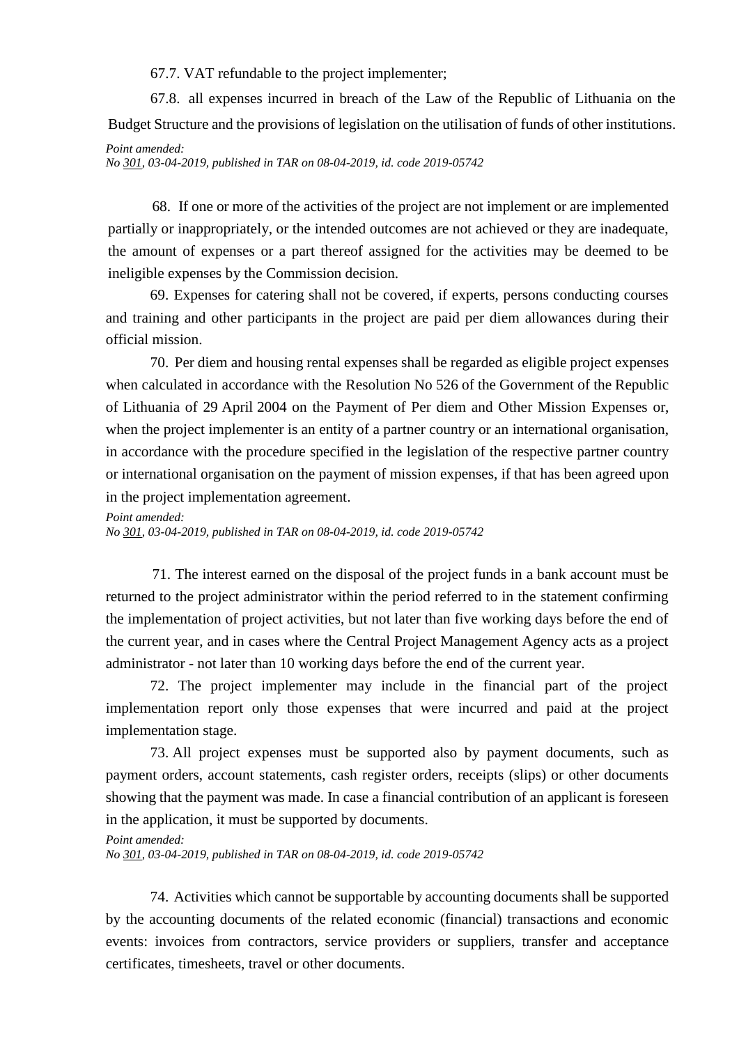67.7. VAT refundable to the project implementer;

67.8. all expenses incurred in breach of the Law of the Republic of Lithuania on the Budget Structure and the provisions of legislation on the utilisation of funds of other institutions.

*Point amended:*
*No 301, 03-04-2019, published in TAR on 08-04-2019, id. code 2019-05742*

68. If one or more of the activities of the project are not implement or are implemented partially or inappropriately, or the intended outcomes are not achieved or they are inadequate, the amount of expenses or a part thereof assigned for the activities may be deemed to be ineligible expenses by the Commission decision.

69. Expenses for catering shall not be covered, if experts, persons conducting courses and training and other participants in the project are paid per diem allowances during their official mission.

70. Per diem and housing rental expenses shall be regarded as eligible project expenses when calculated in accordance with the Resolution No 526 of the Government of the Republic of Lithuania of 29 April 2004 on the Payment of Per diem and Other Mission Expenses or, when the project implementer is an entity of a partner country or an international organisation, in accordance with the procedure specified in the legislation of the respective partner country or international organisation on the payment of mission expenses, if that has been agreed upon in the project implementation agreement.

*Point amended:*
*No 301, 03-04-2019, published in TAR on 08-04-2019, id. code 2019-05742*

71. The interest earned on the disposal of the project funds in a bank account must be returned to the project administrator within the period referred to in the statement confirming the implementation of project activities, but not later than five working days before the end of the current year, and in cases where the Central Project Management Agency acts as a project administrator - not later than 10 working days before the end of the current year.

72. The project implementer may include in the financial part of the project implementation report only those expenses that were incurred and paid at the project implementation stage.

73. All project expenses must be supported also by payment documents, such as payment orders, account statements, cash register orders, receipts (slips) or other documents showing that the payment was made. In case a financial contribution of an applicant is foreseen in the application, it must be supported by documents.

*Point amended:*
*No 301, 03-04-2019, published in TAR on 08-04-2019, id. code 2019-05742*

74. Activities which cannot be supportable by accounting documents shall be supported by the accounting documents of the related economic (financial) transactions and economic events: invoices from contractors, service providers or suppliers, transfer and acceptance certificates, timesheets, travel or other documents.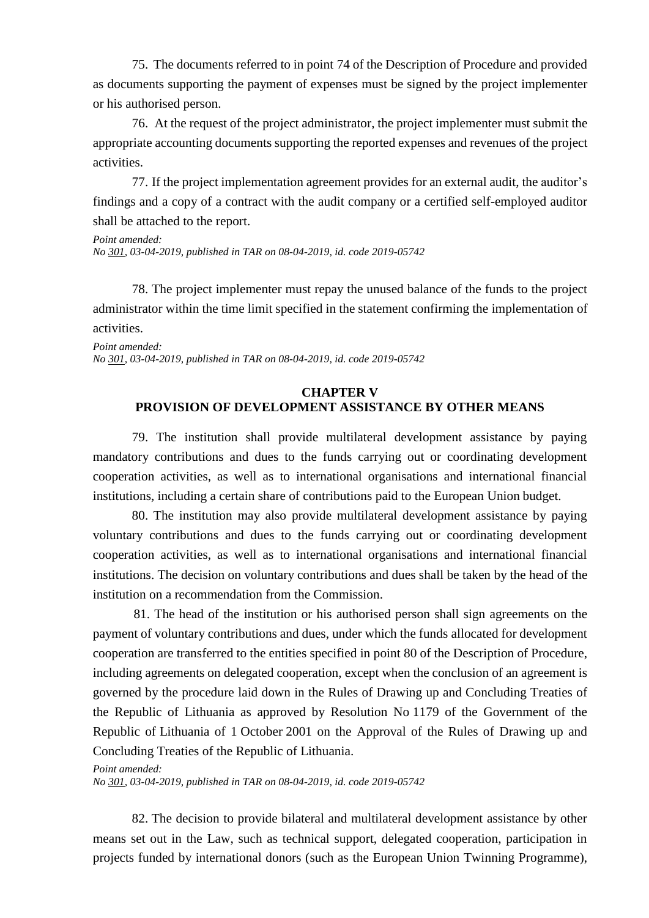75. The documents referred to in point 74 of the Description of Procedure and provided as documents supporting the payment of expenses must be signed by the project implementer or his authorised person.

76. At the request of the project administrator, the project implementer must submit the appropriate accounting documents supporting the reported expenses and revenues of the project activities.

77. If the project implementation agreement provides for an external audit, the auditor's findings and a copy of a contract with the audit company or a certified self-employed auditor shall be attached to the report.

*Point amended:*
*No 301, 03-04-2019, published in TAR on 08-04-2019, id. code 2019-05742*

78. The project implementer must repay the unused balance of the funds to the project administrator within the time limit specified in the statement confirming the implementation of activities.

*Point amended:*
*No 301, 03-04-2019, published in TAR on 08-04-2019, id. code 2019-05742*

## CHAPTER V
## PROVISION OF DEVELOPMENT ASSISTANCE BY OTHER MEANS

79. The institution shall provide multilateral development assistance by paying mandatory contributions and dues to the funds carrying out or coordinating development cooperation activities, as well as to international organisations and international financial institutions, including a certain share of contributions paid to the European Union budget.

80. The institution may also provide multilateral development assistance by paying voluntary contributions and dues to the funds carrying out or coordinating development cooperation activities, as well as to international organisations and international financial institutions. The decision on voluntary contributions and dues shall be taken by the head of the institution on a recommendation from the Commission.

81. The head of the institution or his authorised person shall sign agreements on the payment of voluntary contributions and dues, under which the funds allocated for development cooperation are transferred to the entities specified in point 80 of the Description of Procedure, including agreements on delegated cooperation, except when the conclusion of an agreement is governed by the procedure laid down in the Rules of Drawing up and Concluding Treaties of the Republic of Lithuania as approved by Resolution No 1179 of the Government of the Republic of Lithuania of 1 October 2001 on the Approval of the Rules of Drawing up and Concluding Treaties of the Republic of Lithuania.

*Point amended:*
*No 301, 03-04-2019, published in TAR on 08-04-2019, id. code 2019-05742*

82. The decision to provide bilateral and multilateral development assistance by other means set out in the Law, such as technical support, delegated cooperation, participation in projects funded by international donors (such as the European Union Twinning Programme),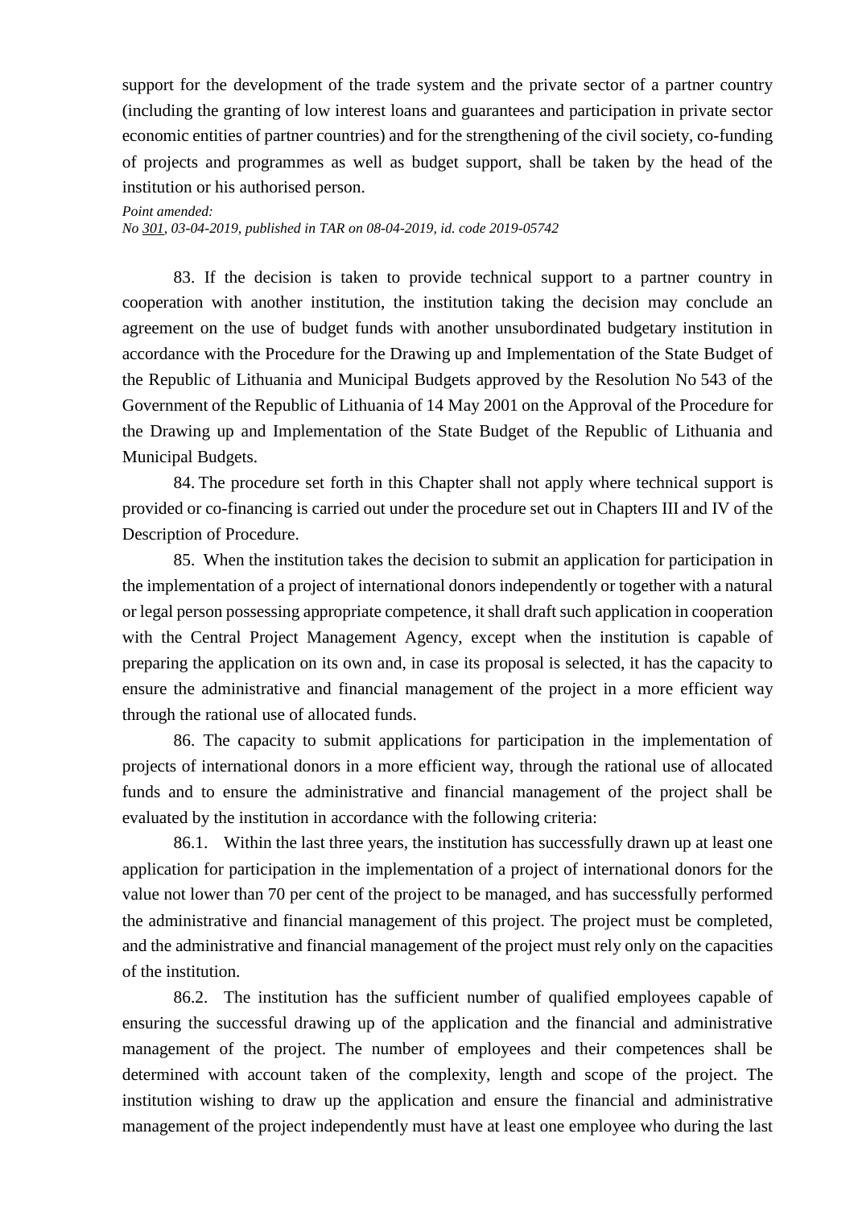support for the development of the trade system and the private sector of a partner country (including the granting of low interest loans and guarantees and participation in private sector economic entities of partner countries) and for the strengthening of the civil society, co-funding of projects and programmes as well as budget support, shall be taken by the head of the institution or his authorised person.

*Point amended:*
*No 301, 03-04-2019, published in TAR on 08-04-2019, id. code 2019-05742*

83. If the decision is taken to provide technical support to a partner country in cooperation with another institution, the institution taking the decision may conclude an agreement on the use of budget funds with another unsubordinated budgetary institution in accordance with the Procedure for the Drawing up and Implementation of the State Budget of the Republic of Lithuania and Municipal Budgets approved by the Resolution No 543 of the Government of the Republic of Lithuania of 14 May 2001 on the Approval of the Procedure for the Drawing up and Implementation of the State Budget of the Republic of Lithuania and Municipal Budgets.

84. The procedure set forth in this Chapter shall not apply where technical support is provided or co-financing is carried out under the procedure set out in Chapters III and IV of the Description of Procedure.

85. When the institution takes the decision to submit an application for participation in the implementation of a project of international donors independently or together with a natural or legal person possessing appropriate competence, it shall draft such application in cooperation with the Central Project Management Agency, except when the institution is capable of preparing the application on its own and, in case its proposal is selected, it has the capacity to ensure the administrative and financial management of the project in a more efficient way through the rational use of allocated funds.

86. The capacity to submit applications for participation in the implementation of projects of international donors in a more efficient way, through the rational use of allocated funds and to ensure the administrative and financial management of the project shall be evaluated by the institution in accordance with the following criteria:

86.1. Within the last three years, the institution has successfully drawn up at least one application for participation in the implementation of a project of international donors for the value not lower than 70 per cent of the project to be managed, and has successfully performed the administrative and financial management of this project. The project must be completed, and the administrative and financial management of the project must rely only on the capacities of the institution.

86.2. The institution has the sufficient number of qualified employees capable of ensuring the successful drawing up of the application and the financial and administrative management of the project. The number of employees and their competences shall be determined with account taken of the complexity, length and scope of the project. The institution wishing to draw up the application and ensure the financial and administrative management of the project independently must have at least one employee who during the last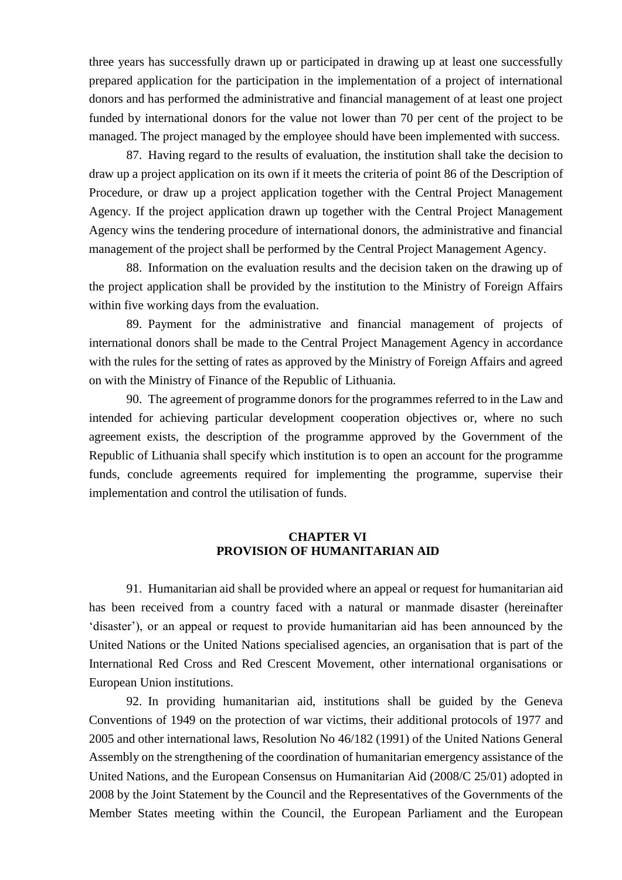three years has successfully drawn up or participated in drawing up at least one successfully prepared application for the participation in the implementation of a project of international donors and has performed the administrative and financial management of at least one project funded by international donors for the value not lower than 70 per cent of the project to be managed. The project managed by the employee should have been implemented with success.

87. Having regard to the results of evaluation, the institution shall take the decision to draw up a project application on its own if it meets the criteria of point 86 of the Description of Procedure, or draw up a project application together with the Central Project Management Agency. If the project application drawn up together with the Central Project Management Agency wins the tendering procedure of international donors, the administrative and financial management of the project shall be performed by the Central Project Management Agency.

88. Information on the evaluation results and the decision taken on the drawing up of the project application shall be provided by the institution to the Ministry of Foreign Affairs within five working days from the evaluation.

89. Payment for the administrative and financial management of projects of international donors shall be made to the Central Project Management Agency in accordance with the rules for the setting of rates as approved by the Ministry of Foreign Affairs and agreed on with the Ministry of Finance of the Republic of Lithuania.

90. The agreement of programme donors for the programmes referred to in the Law and intended for achieving particular development cooperation objectives or, where no such agreement exists, the description of the programme approved by the Government of the Republic of Lithuania shall specify which institution is to open an account for the programme funds, conclude agreements required for implementing the programme, supervise their implementation and control the utilisation of funds.

## CHAPTER VI
## PROVISION OF HUMANITARIAN AID

91. Humanitarian aid shall be provided where an appeal or request for humanitarian aid has been received from a country faced with a natural or manmade disaster (hereinafter 'disaster'), or an appeal or request to provide humanitarian aid has been announced by the United Nations or the United Nations specialised agencies, an organisation that is part of the International Red Cross and Red Crescent Movement, other international organisations or European Union institutions.

92. In providing humanitarian aid, institutions shall be guided by the Geneva Conventions of 1949 on the protection of war victims, their additional protocols of 1977 and 2005 and other international laws, Resolution No 46/182 (1991) of the United Nations General Assembly on the strengthening of the coordination of humanitarian emergency assistance of the United Nations, and the European Consensus on Humanitarian Aid (2008/C 25/01) adopted in 2008 by the Joint Statement by the Council and the Representatives of the Governments of the Member States meeting within the Council, the European Parliament and the European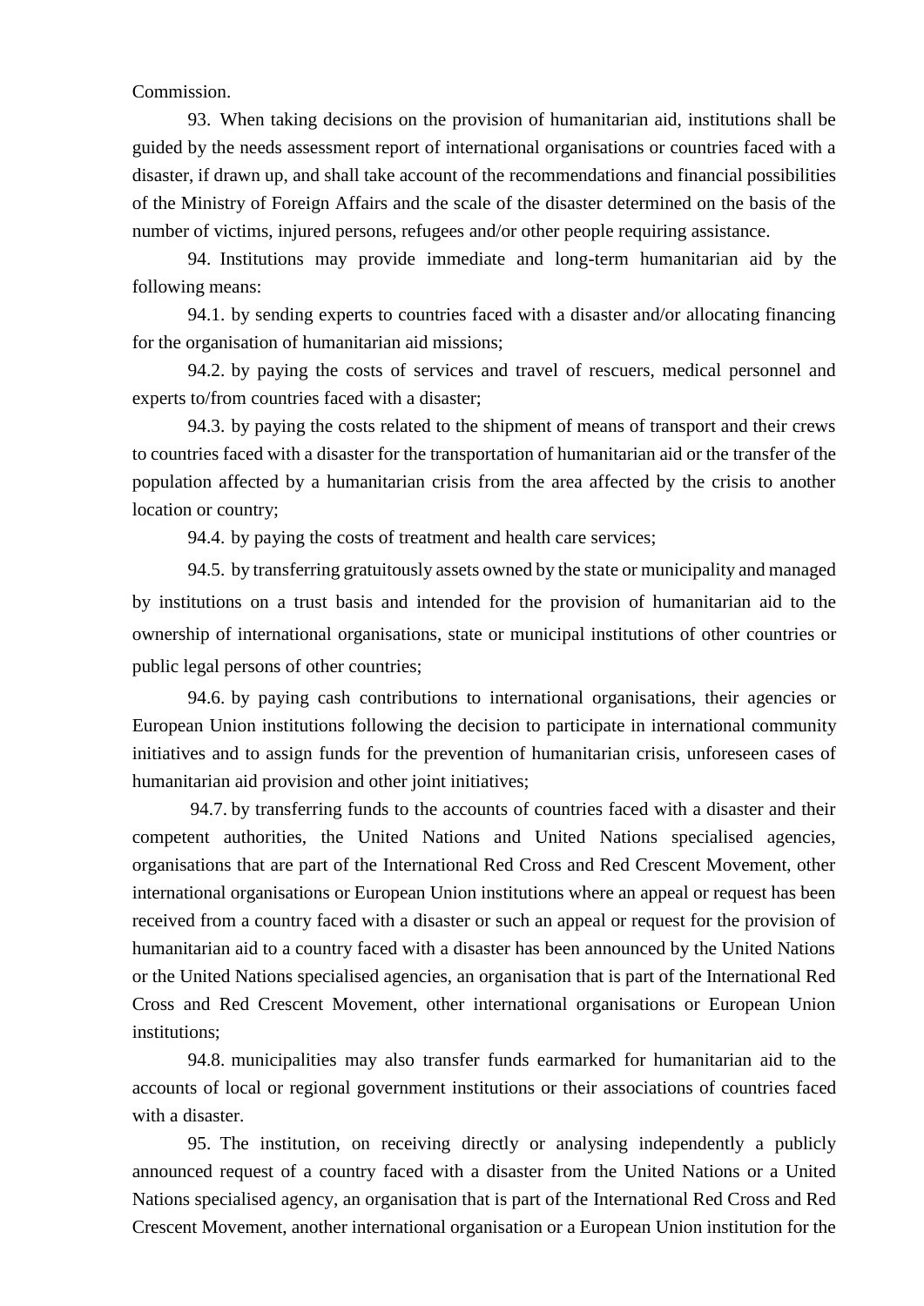Commission.

93. When taking decisions on the provision of humanitarian aid, institutions shall be guided by the needs assessment report of international organisations or countries faced with a disaster, if drawn up, and shall take account of the recommendations and financial possibilities of the Ministry of Foreign Affairs and the scale of the disaster determined on the basis of the number of victims, injured persons, refugees and/or other people requiring assistance.

94. Institutions may provide immediate and long-term humanitarian aid by the following means:

94.1. by sending experts to countries faced with a disaster and/or allocating financing for the organisation of humanitarian aid missions;

94.2. by paying the costs of services and travel of rescuers, medical personnel and experts to/from countries faced with a disaster;

94.3. by paying the costs related to the shipment of means of transport and their crews to countries faced with a disaster for the transportation of humanitarian aid or the transfer of the population affected by a humanitarian crisis from the area affected by the crisis to another location or country;

94.4. by paying the costs of treatment and health care services;

94.5. by transferring gratuitously assets owned by the state or municipality and managed by institutions on a trust basis and intended for the provision of humanitarian aid to the ownership of international organisations, state or municipal institutions of other countries or public legal persons of other countries;

94.6. by paying cash contributions to international organisations, their agencies or European Union institutions following the decision to participate in international community initiatives and to assign funds for the prevention of humanitarian crisis, unforeseen cases of humanitarian aid provision and other joint initiatives;

94.7. by transferring funds to the accounts of countries faced with a disaster and their competent authorities, the United Nations and United Nations specialised agencies, organisations that are part of the International Red Cross and Red Crescent Movement, other international organisations or European Union institutions where an appeal or request has been received from a country faced with a disaster or such an appeal or request for the provision of humanitarian aid to a country faced with a disaster has been announced by the United Nations or the United Nations specialised agencies, an organisation that is part of the International Red Cross and Red Crescent Movement, other international organisations or European Union institutions;

94.8. municipalities may also transfer funds earmarked for humanitarian aid to the accounts of local or regional government institutions or their associations of countries faced with a disaster.

95. The institution, on receiving directly or analysing independently a publicly announced request of a country faced with a disaster from the United Nations or a United Nations specialised agency, an organisation that is part of the International Red Cross and Red Crescent Movement, another international organisation or a European Union institution for the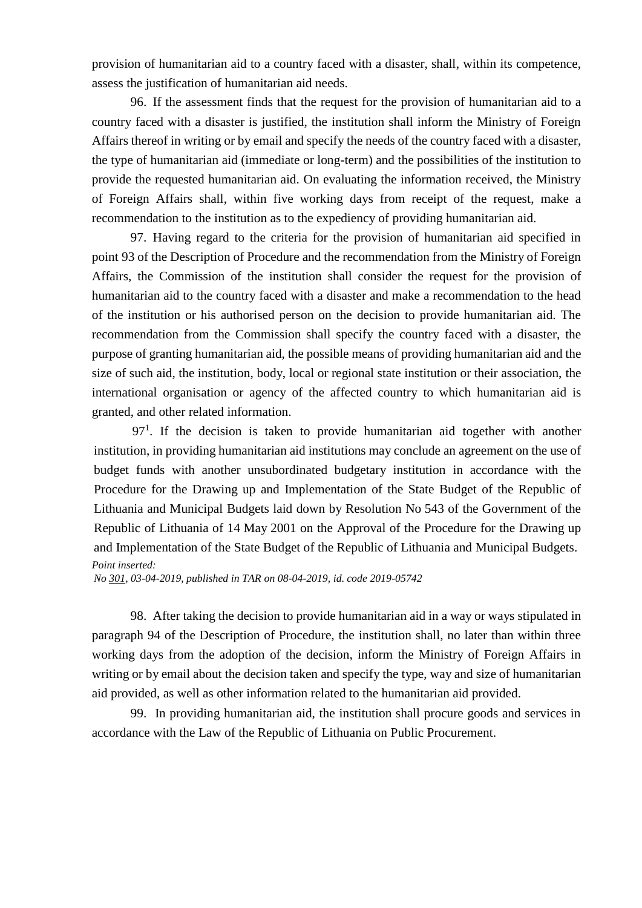provision of humanitarian aid to a country faced with a disaster, shall, within its competence, assess the justification of humanitarian aid needs.

96. If the assessment finds that the request for the provision of humanitarian aid to a country faced with a disaster is justified, the institution shall inform the Ministry of Foreign Affairs thereof in writing or by email and specify the needs of the country faced with a disaster, the type of humanitarian aid (immediate or long-term) and the possibilities of the institution to provide the requested humanitarian aid. On evaluating the information received, the Ministry of Foreign Affairs shall, within five working days from receipt of the request, make a recommendation to the institution as to the expediency of providing humanitarian aid.

97. Having regard to the criteria for the provision of humanitarian aid specified in point 93 of the Description of Procedure and the recommendation from the Ministry of Foreign Affairs, the Commission of the institution shall consider the request for the provision of humanitarian aid to the country faced with a disaster and make a recommendation to the head of the institution or his authorised person on the decision to provide humanitarian aid. The recommendation from the Commission shall specify the country faced with a disaster, the purpose of granting humanitarian aid, the possible means of providing humanitarian aid and the size of such aid, the institution, body, local or regional state institution or their association, the international organisation or agency of the affected country to which humanitarian aid is granted, and other related information.

97[1]. If the decision is taken to provide humanitarian aid together with another institution, in providing humanitarian aid institutions may conclude an agreement on the use of budget funds with another unsubordinated budgetary institution in accordance with the Procedure for the Drawing up and Implementation of the State Budget of the Republic of Lithuania and Municipal Budgets laid down by Resolution No 543 of the Government of the Republic of Lithuania of 14 May 2001 on the Approval of the Procedure for the Drawing up and Implementation of the State Budget of the Republic of Lithuania and Municipal Budgets.

*Point inserted:*
*No 301, 03-04-2019, published in TAR on 08-04-2019, id. code 2019-05742*

98. After taking the decision to provide humanitarian aid in a way or ways stipulated in paragraph 94 of the Description of Procedure, the institution shall, no later than within three working days from the adoption of the decision, inform the Ministry of Foreign Affairs in writing or by email about the decision taken and specify the type, way and size of humanitarian aid provided, as well as other information related to the humanitarian aid provided.

99. In providing humanitarian aid, the institution shall procure goods and services in accordance with the Law of the Republic of Lithuania on Public Procurement.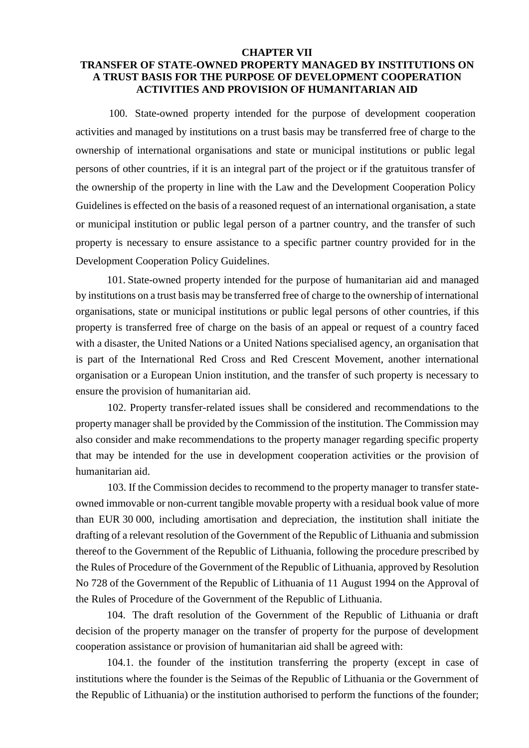# CHAPTER VII
# TRANSFER OF STATE-OWNED PROPERTY MANAGED BY INSTITUTIONS ON A TRUST BASIS FOR THE PURPOSE OF DEVELOPMENT COOPERATION ACTIVITIES AND PROVISION OF HUMANITARIAN AID

100. State-owned property intended for the purpose of development cooperation activities and managed by institutions on a trust basis may be transferred free of charge to the ownership of international organisations and state or municipal institutions or public legal persons of other countries, if it is an integral part of the project or if the gratuitous transfer of the ownership of the property in line with the Law and the Development Cooperation Policy Guidelines is effected on the basis of a reasoned request of an international organisation, a state or municipal institution or public legal person of a partner country, and the transfer of such property is necessary to ensure assistance to a specific partner country provided for in the Development Cooperation Policy Guidelines.

101. State-owned property intended for the purpose of humanitarian aid and managed by institutions on a trust basis may be transferred free of charge to the ownership of international organisations, state or municipal institutions or public legal persons of other countries, if this property is transferred free of charge on the basis of an appeal or request of a country faced with a disaster, the United Nations or a United Nations specialised agency, an organisation that is part of the International Red Cross and Red Crescent Movement, another international organisation or a European Union institution, and the transfer of such property is necessary to ensure the provision of humanitarian aid.

102. Property transfer-related issues shall be considered and recommendations to the property manager shall be provided by the Commission of the institution. The Commission may also consider and make recommendations to the property manager regarding specific property that may be intended for the use in development cooperation activities or the provision of humanitarian aid.

103. If the Commission decides to recommend to the property manager to transfer state-owned immovable or non-current tangible movable property with a residual book value of more than EUR 30 000, including amortisation and depreciation, the institution shall initiate the drafting of a relevant resolution of the Government of the Republic of Lithuania and submission thereof to the Government of the Republic of Lithuania, following the procedure prescribed by the Rules of Procedure of the Government of the Republic of Lithuania, approved by Resolution No 728 of the Government of the Republic of Lithuania of 11 August 1994 on the Approval of the Rules of Procedure of the Government of the Republic of Lithuania.

104. The draft resolution of the Government of the Republic of Lithuania or draft decision of the property manager on the transfer of property for the purpose of development cooperation assistance or provision of humanitarian aid shall be agreed with:

104.1. the founder of the institution transferring the property (except in case of institutions where the founder is the Seimas of the Republic of Lithuania or the Government of the Republic of Lithuania) or the institution authorised to perform the functions of the founder;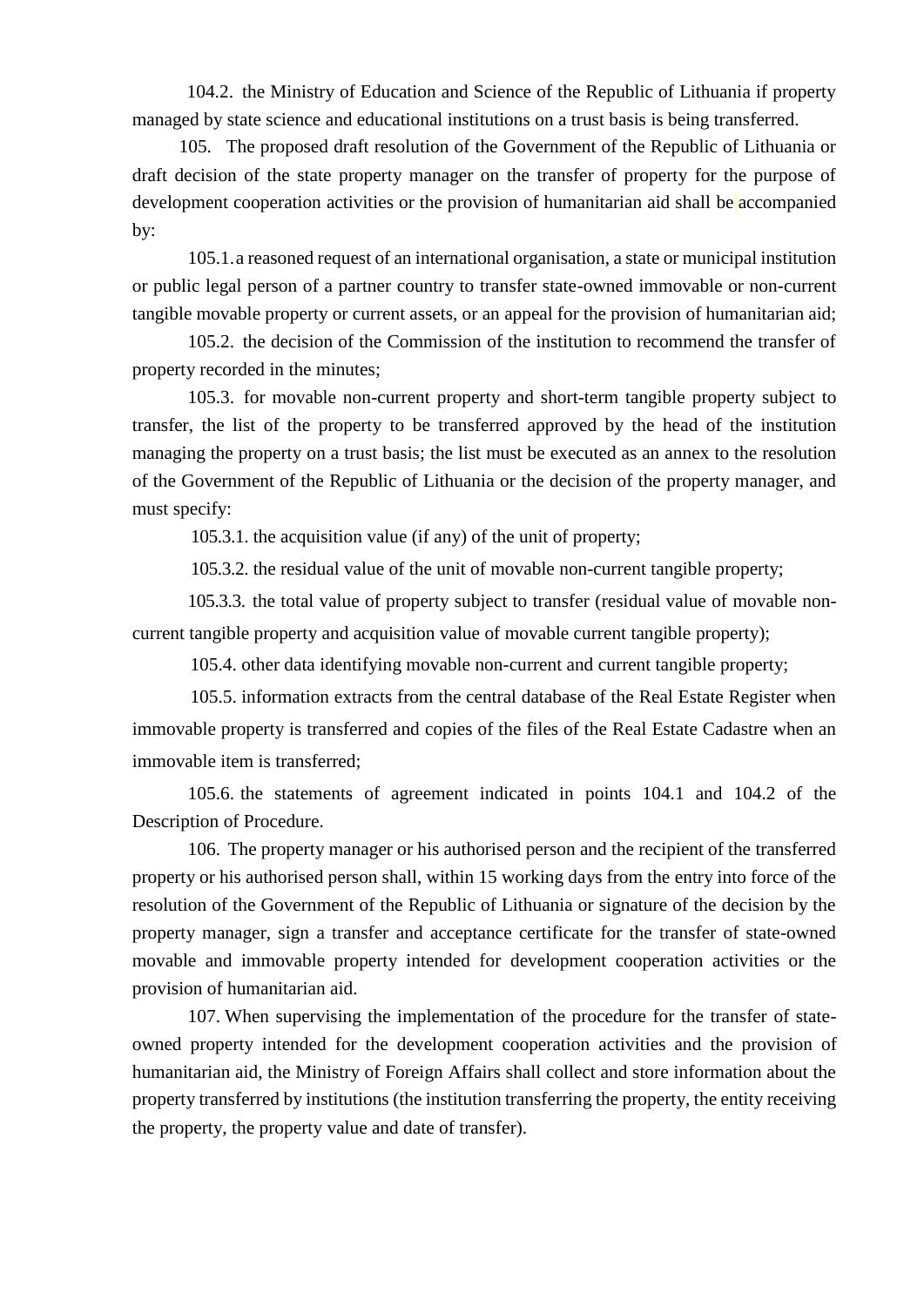104.2. the Ministry of Education and Science of the Republic of Lithuania if property managed by state science and educational institutions on a trust basis is being transferred.

105. The proposed draft resolution of the Government of the Republic of Lithuania or draft decision of the state property manager on the transfer of property for the purpose of development cooperation activities or the provision of humanitarian aid shall be accompanied by:

105.1. a reasoned request of an international organisation, a state or municipal institution or public legal person of a partner country to transfer state-owned immovable or non-current tangible movable property or current assets, or an appeal for the provision of humanitarian aid;

105.2. the decision of the Commission of the institution to recommend the transfer of property recorded in the minutes;

105.3. for movable non-current property and short-term tangible property subject to transfer, the list of the property to be transferred approved by the head of the institution managing the property on a trust basis; the list must be executed as an annex to the resolution of the Government of the Republic of Lithuania or the decision of the property manager, and must specify:

105.3.1. the acquisition value (if any) of the unit of property;

105.3.2. the residual value of the unit of movable non-current tangible property;

105.3.3. the total value of property subject to transfer (residual value of movable non-current tangible property and acquisition value of movable current tangible property);

105.4. other data identifying movable non-current and current tangible property;

105.5. information extracts from the central database of the Real Estate Register when immovable property is transferred and copies of the files of the Real Estate Cadastre when an immovable item is transferred;

105.6. the statements of agreement indicated in points 104.1 and 104.2 of the Description of Procedure.

106. The property manager or his authorised person and the recipient of the transferred property or his authorised person shall, within 15 working days from the entry into force of the resolution of the Government of the Republic of Lithuania or signature of the decision by the property manager, sign a transfer and acceptance certificate for the transfer of state-owned movable and immovable property intended for development cooperation activities or the provision of humanitarian aid.

107. When supervising the implementation of the procedure for the transfer of state-owned property intended for the development cooperation activities and the provision of humanitarian aid, the Ministry of Foreign Affairs shall collect and store information about the property transferred by institutions (the institution transferring the property, the entity receiving the property, the property value and date of transfer).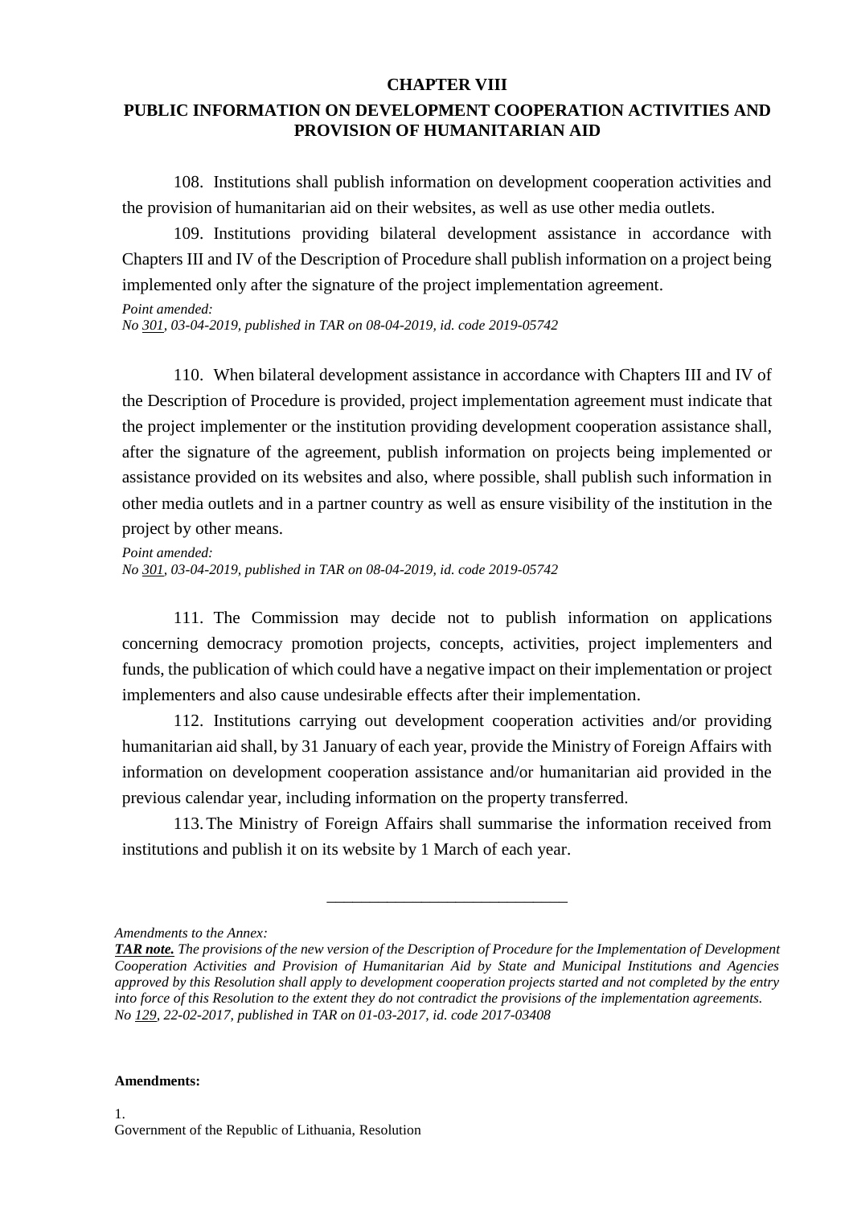## CHAPTER VIII

## PUBLIC INFORMATION ON DEVELOPMENT COOPERATION ACTIVITIES AND PROVISION OF HUMANITARIAN AID

108. Institutions shall publish information on development cooperation activities and the provision of humanitarian aid on their websites, as well as use other media outlets.

109. Institutions providing bilateral development assistance in accordance with Chapters III and IV of the Description of Procedure shall publish information on a project being implemented only after the signature of the project implementation agreement.

*Point amended:*
*No 301, 03-04-2019, published in TAR on 08-04-2019, id. code 2019-05742*

110. When bilateral development assistance in accordance with Chapters III and IV of the Description of Procedure is provided, project implementation agreement must indicate that the project implementer or the institution providing development cooperation assistance shall, after the signature of the agreement, publish information on projects being implemented or assistance provided on its websites and also, where possible, shall publish such information in other media outlets and in a partner country as well as ensure visibility of the institution in the project by other means.

*Point amended:*
*No 301, 03-04-2019, published in TAR on 08-04-2019, id. code 2019-05742*

111. The Commission may decide not to publish information on applications concerning democracy promotion projects, concepts, activities, project implementers and funds, the publication of which could have a negative impact on their implementation or project implementers and also cause undesirable effects after their implementation.

112. Institutions carrying out development cooperation activities and/or providing humanitarian aid shall, by 31 January of each year, provide the Ministry of Foreign Affairs with information on development cooperation assistance and/or humanitarian aid provided in the previous calendar year, including information on the property transferred.

113. The Ministry of Foreign Affairs shall summarise the information received from institutions and publish it on its website by 1 March of each year.

\_\_\_\_\_\_\_\_\_\_\_\_\_\_\_\_\_\_\_\_\_\_\_\_\_\_\_\_

*Amendments to the Annex:*
***TAR note.*** *The provisions of the new version of the Description of Procedure for the Implementation of Development Cooperation Activities and Provision of Humanitarian Aid by State and Municipal Institutions and Agencies approved by this Resolution shall apply to development cooperation projects started and not completed by the entry into force of this Resolution to the extent they do not contradict the provisions of the implementation agreements.*
*No 129, 22-02-2017, published in TAR on 01-03-2017, id. code 2017-03408*

**Amendments:**

1.
Government of the Republic of Lithuania, Resolution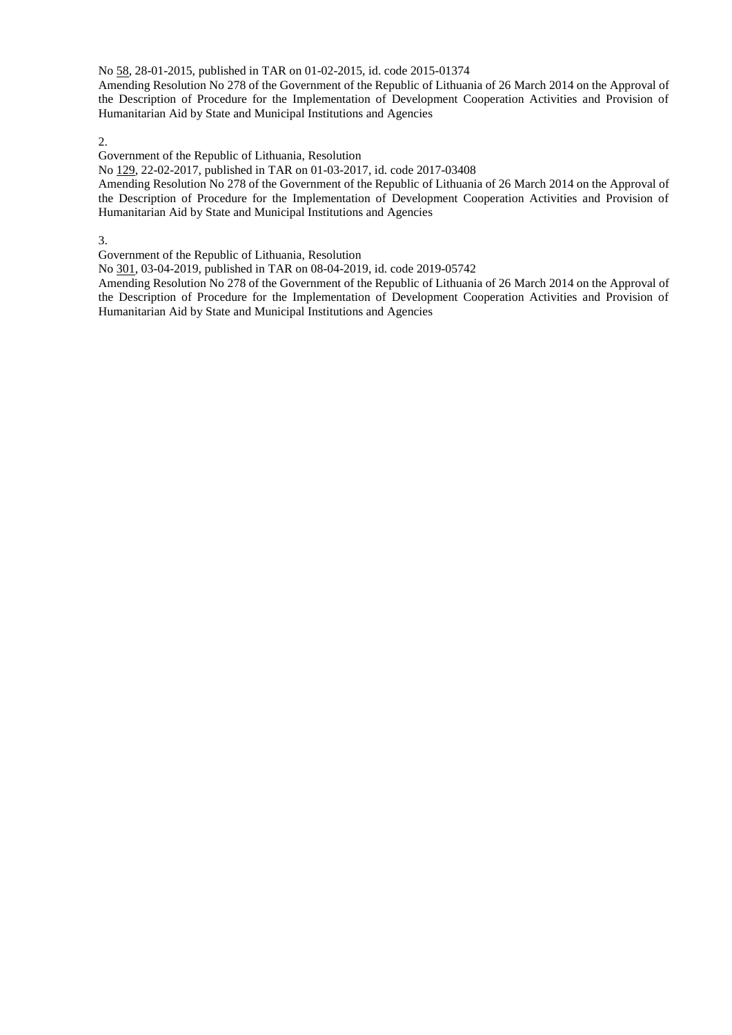No 58, 28-01-2015, published in TAR on 01-02-2015, id. code 2015-01374

Amending Resolution No 278 of the Government of the Republic of Lithuania of 26 March 2014 on the Approval of the Description of Procedure for the Implementation of Development Cooperation Activities and Provision of Humanitarian Aid by State and Municipal Institutions and Agencies

2.

Government of the Republic of Lithuania, Resolution

No 129, 22-02-2017, published in TAR on 01-03-2017, id. code 2017-03408

Amending Resolution No 278 of the Government of the Republic of Lithuania of 26 March 2014 on the Approval of the Description of Procedure for the Implementation of Development Cooperation Activities and Provision of Humanitarian Aid by State and Municipal Institutions and Agencies

3.

Government of the Republic of Lithuania, Resolution

No 301, 03-04-2019, published in TAR on 08-04-2019, id. code 2019-05742

Amending Resolution No 278 of the Government of the Republic of Lithuania of 26 March 2014 on the Approval of the Description of Procedure for the Implementation of Development Cooperation Activities and Provision of Humanitarian Aid by State and Municipal Institutions and Agencies